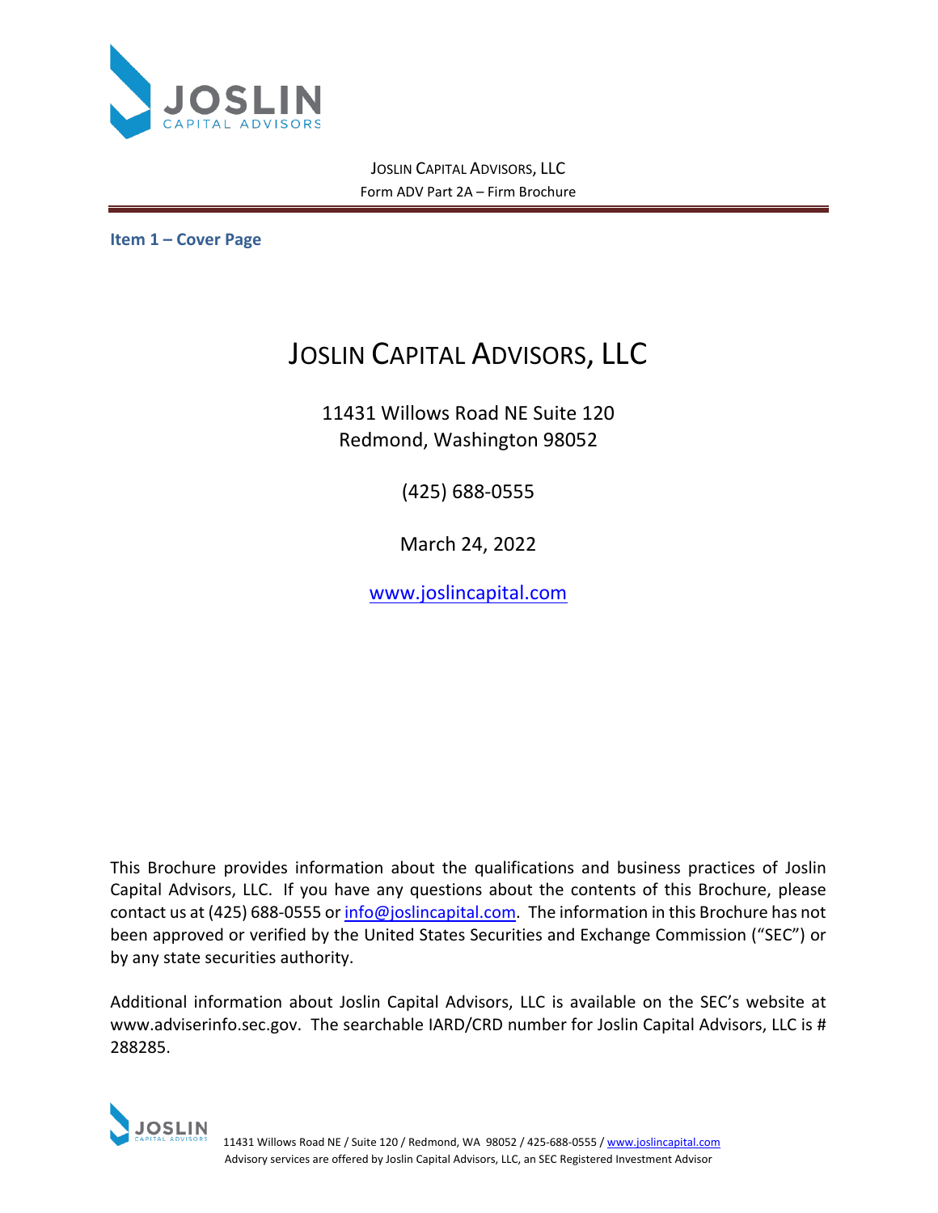JOSLIN CAPITAL ADVISORS, LLC
Form ADV Part 2A – Firm Brochure

## Item 1 – Cover Page

# JOSLIN CAPITAL ADVISORS, LLC

11431 Willows Road NE Suite 120
Redmond, Washington 98052

(425) 688-0555

March 24, 2022

www.joslincapital.com

This Brochure provides information about the qualifications and business practices of Joslin Capital Advisors, LLC. If you have any questions about the contents of this Brochure, please contact us at (425) 688-0555 or info@joslincapital.com. The information in this Brochure has not been approved or verified by the United States Securities and Exchange Commission ("SEC") or by any state securities authority.

Additional information about Joslin Capital Advisors, LLC is available on the SEC's website at www.adviserinfo.sec.gov. The searchable IARD/CRD number for Joslin Capital Advisors, LLC is # 288285.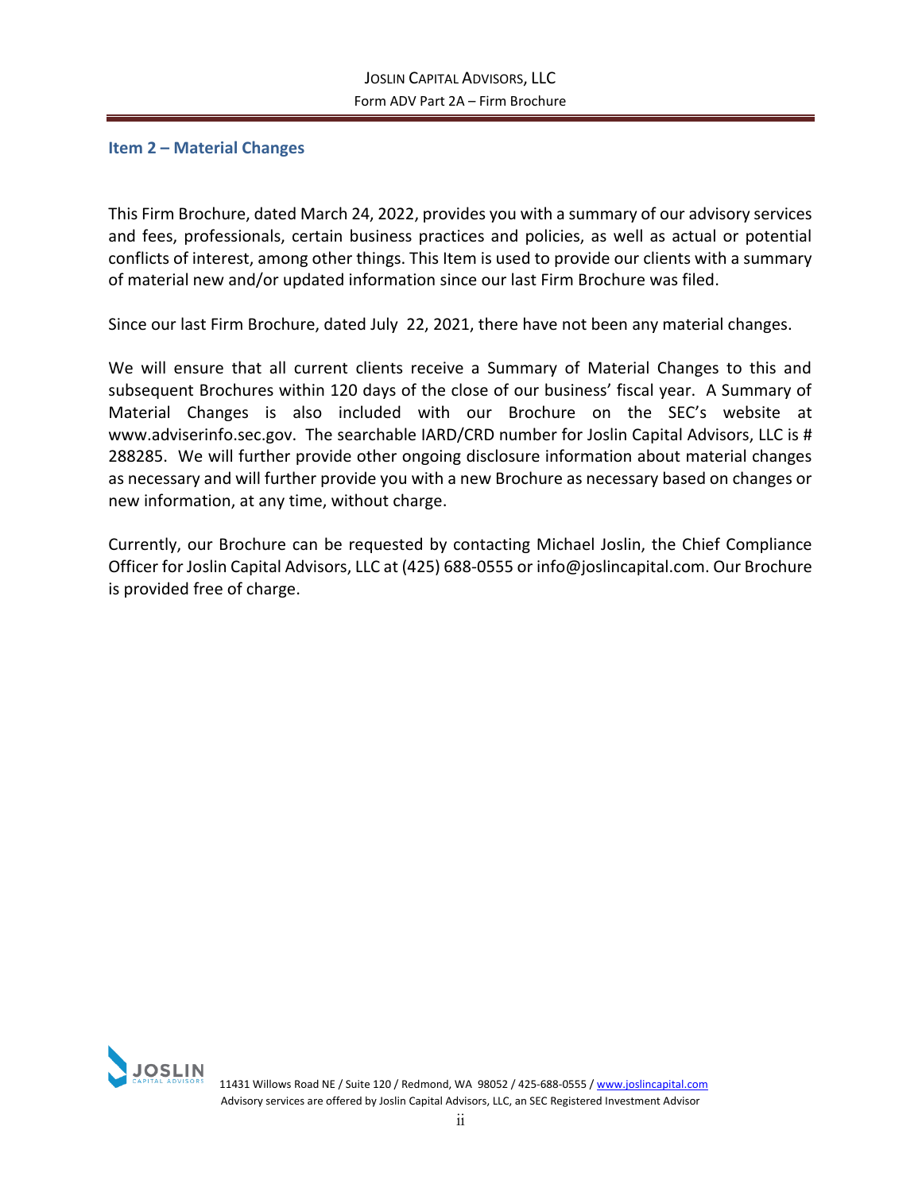## Item 2 – Material Changes

This Firm Brochure, dated March 24, 2022, provides you with a summary of our advisory services and fees, professionals, certain business practices and policies, as well as actual or potential conflicts of interest, among other things. This Item is used to provide our clients with a summary of material new and/or updated information since our last Firm Brochure was filed.

Since our last Firm Brochure, dated July 22, 2021, there have not been any material changes.

We will ensure that all current clients receive a Summary of Material Changes to this and subsequent Brochures within 120 days of the close of our business' fiscal year. A Summary of Material Changes is also included with our Brochure on the SEC's website at www.adviserinfo.sec.gov. The searchable IARD/CRD number for Joslin Capital Advisors, LLC is # 288285. We will further provide other ongoing disclosure information about material changes as necessary and will further provide you with a new Brochure as necessary based on changes or new information, at any time, without charge.

Currently, our Brochure can be requested by contacting Michael Joslin, the Chief Compliance Officer for Joslin Capital Advisors, LLC at (425) 688-0555 or info@joslincapital.com. Our Brochure is provided free of charge.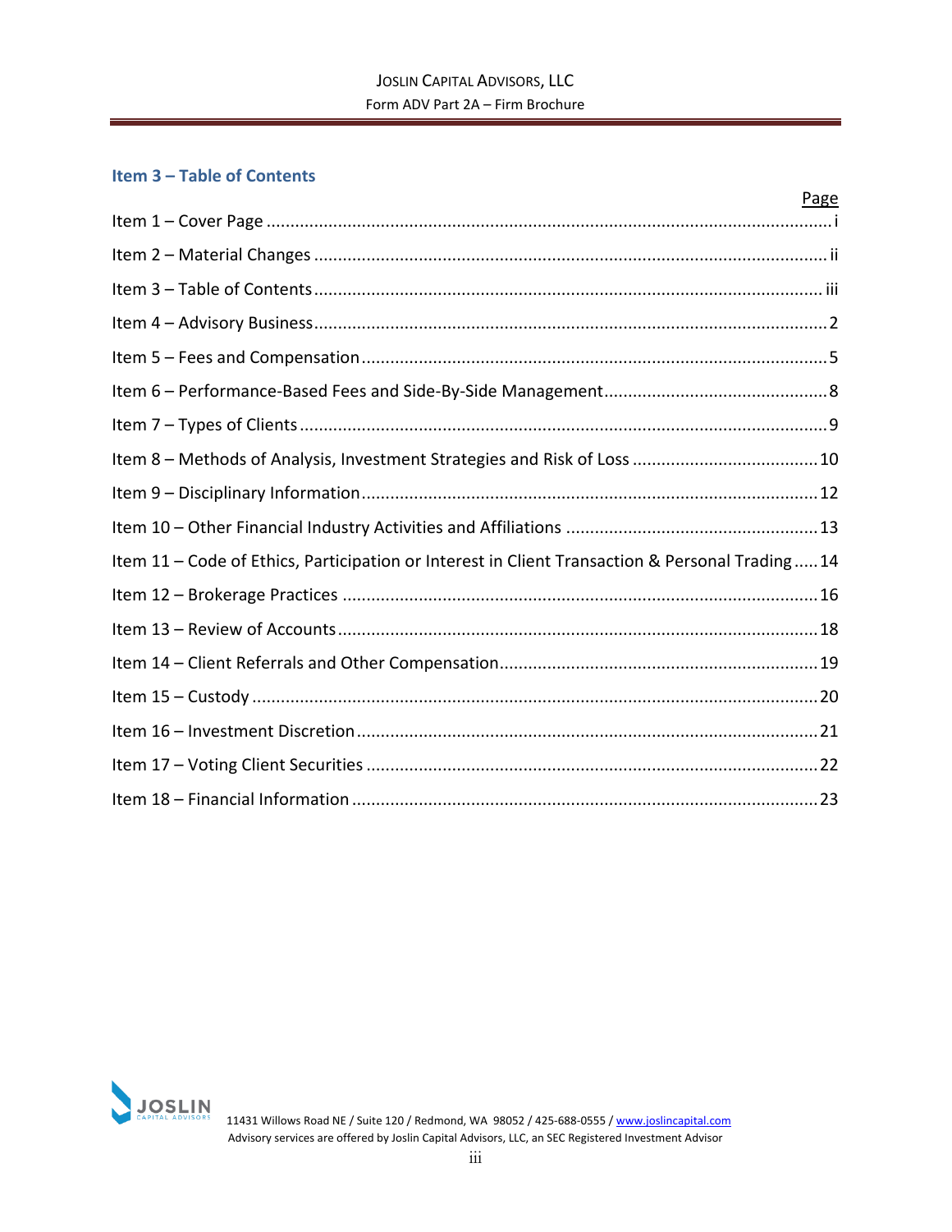## Item 3 – Table of Contents

| | Page |
|---|---|
| Item 1 – Cover Page | i |
| Item 2 – Material Changes | ii |
| Item 3 – Table of Contents | iii |
| Item 4 – Advisory Business | 2 |
| Item 5 – Fees and Compensation | 5 |
| Item 6 – Performance-Based Fees and Side-By-Side Management | 8 |
| Item 7 – Types of Clients | 9 |
| Item 8 – Methods of Analysis, Investment Strategies and Risk of Loss | 10 |
| Item 9 – Disciplinary Information | 12 |
| Item 10 – Other Financial Industry Activities and Affiliations | 13 |
| Item 11 – Code of Ethics, Participation or Interest in Client Transaction & Personal Trading | 14 |
| Item 12 – Brokerage Practices | 16 |
| Item 13 – Review of Accounts | 18 |
| Item 14 – Client Referrals and Other Compensation | 19 |
| Item 15 – Custody | 20 |
| Item 16 – Investment Discretion | 21 |
| Item 17 – Voting Client Securities | 22 |
| Item 18 – Financial Information | 23 |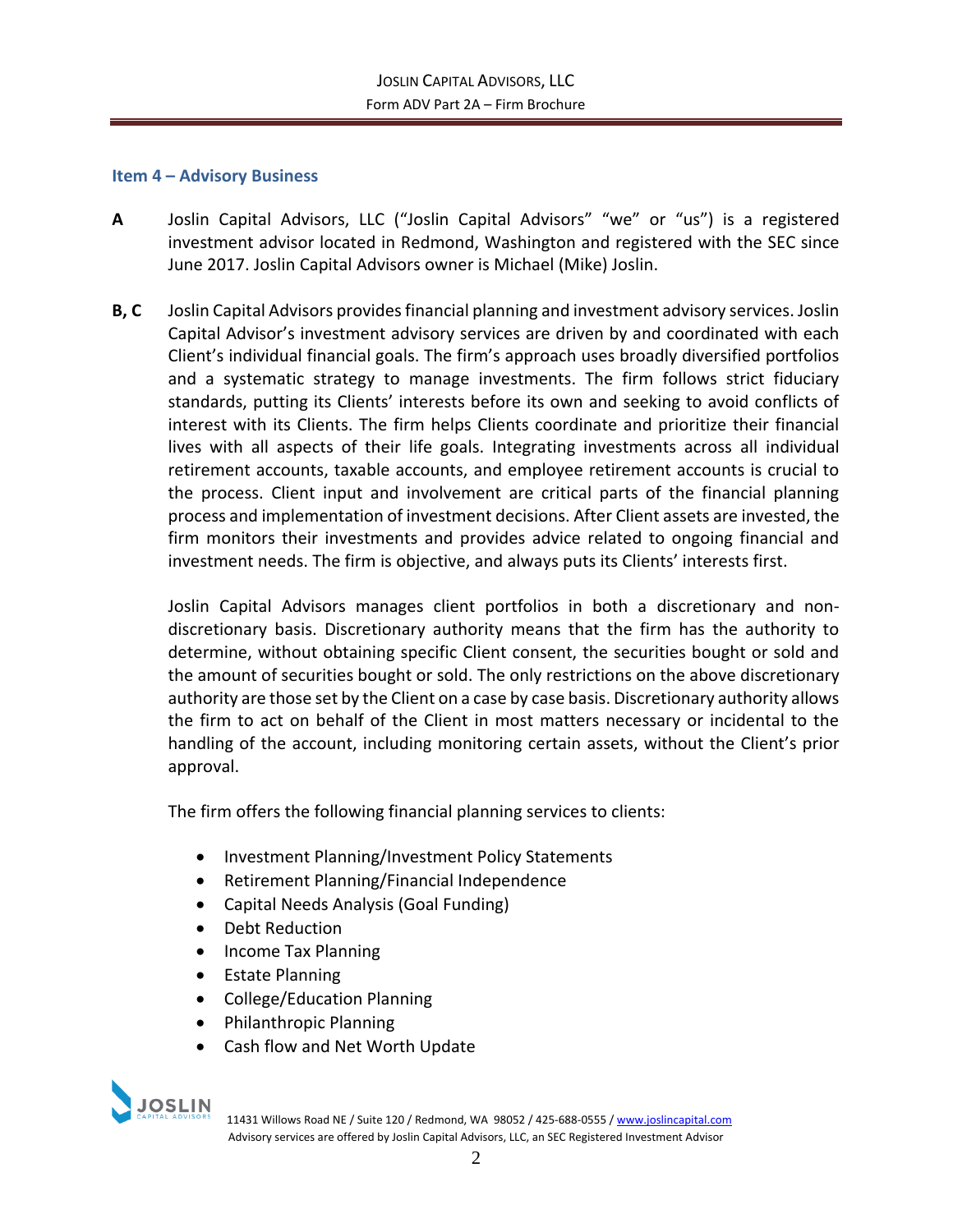## Item 4 – Advisory Business

**A** Joslin Capital Advisors, LLC ("Joslin Capital Advisors" "we" or "us") is a registered investment advisor located in Redmond, Washington and registered with the SEC since June 2017. Joslin Capital Advisors owner is Michael (Mike) Joslin.

**B, C** Joslin Capital Advisors provides financial planning and investment advisory services. Joslin Capital Advisor's investment advisory services are driven by and coordinated with each Client's individual financial goals. The firm's approach uses broadly diversified portfolios and a systematic strategy to manage investments. The firm follows strict fiduciary standards, putting its Clients' interests before its own and seeking to avoid conflicts of interest with its Clients. The firm helps Clients coordinate and prioritize their financial lives with all aspects of their life goals. Integrating investments across all individual retirement accounts, taxable accounts, and employee retirement accounts is crucial to the process. Client input and involvement are critical parts of the financial planning process and implementation of investment decisions. After Client assets are invested, the firm monitors their investments and provides advice related to ongoing financial and investment needs. The firm is objective, and always puts its Clients' interests first.

Joslin Capital Advisors manages client portfolios in both a discretionary and non-discretionary basis. Discretionary authority means that the firm has the authority to determine, without obtaining specific Client consent, the securities bought or sold and the amount of securities bought or sold. The only restrictions on the above discretionary authority are those set by the Client on a case by case basis. Discretionary authority allows the firm to act on behalf of the Client in most matters necessary or incidental to the handling of the account, including monitoring certain assets, without the Client's prior approval.

The firm offers the following financial planning services to clients:

- Investment Planning/Investment Policy Statements
- Retirement Planning/Financial Independence
- Capital Needs Analysis (Goal Funding)
- Debt Reduction
- Income Tax Planning
- Estate Planning
- College/Education Planning
- Philanthropic Planning
- Cash flow and Net Worth Update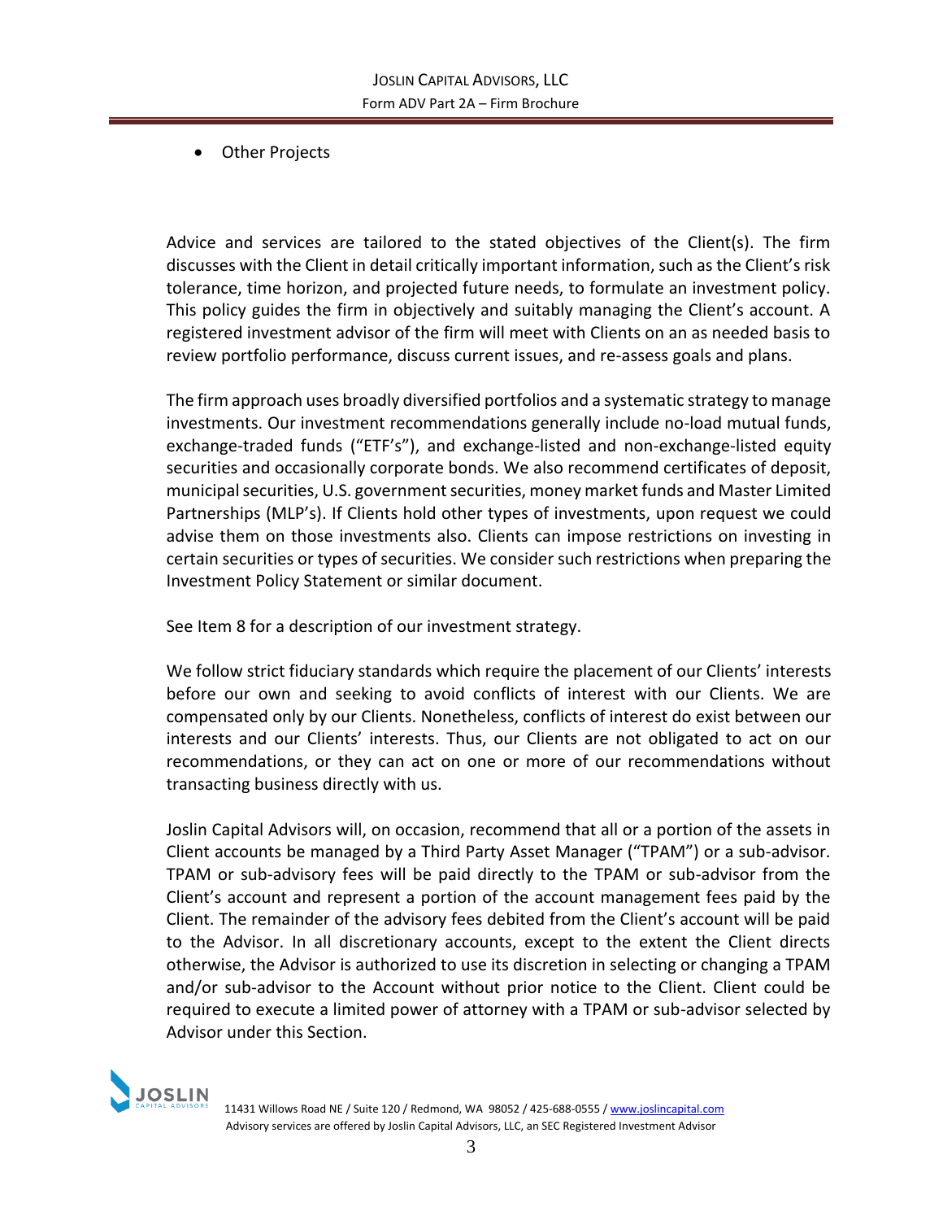- Other Projects

Advice and services are tailored to the stated objectives of the Client(s). The firm discusses with the Client in detail critically important information, such as the Client's risk tolerance, time horizon, and projected future needs, to formulate an investment policy. This policy guides the firm in objectively and suitably managing the Client's account. A registered investment advisor of the firm will meet with Clients on an as needed basis to review portfolio performance, discuss current issues, and re-assess goals and plans.

The firm approach uses broadly diversified portfolios and a systematic strategy to manage investments. Our investment recommendations generally include no-load mutual funds, exchange-traded funds ("ETF's"), and exchange-listed and non-exchange-listed equity securities and occasionally corporate bonds. We also recommend certificates of deposit, municipal securities, U.S. government securities, money market funds and Master Limited Partnerships (MLP's). If Clients hold other types of investments, upon request we could advise them on those investments also. Clients can impose restrictions on investing in certain securities or types of securities. We consider such restrictions when preparing the Investment Policy Statement or similar document.

See Item 8 for a description of our investment strategy.

We follow strict fiduciary standards which require the placement of our Clients' interests before our own and seeking to avoid conflicts of interest with our Clients. We are compensated only by our Clients. Nonetheless, conflicts of interest do exist between our interests and our Clients' interests. Thus, our Clients are not obligated to act on our recommendations, or they can act on one or more of our recommendations without transacting business directly with us.

Joslin Capital Advisors will, on occasion, recommend that all or a portion of the assets in Client accounts be managed by a Third Party Asset Manager ("TPAM") or a sub-advisor. TPAM or sub-advisory fees will be paid directly to the TPAM or sub-advisor from the Client's account and represent a portion of the account management fees paid by the Client. The remainder of the advisory fees debited from the Client's account will be paid to the Advisor. In all discretionary accounts, except to the extent the Client directs otherwise, the Advisor is authorized to use its discretion in selecting or changing a TPAM and/or sub-advisor to the Account without prior notice to the Client. Client could be required to execute a limited power of attorney with a TPAM or sub-advisor selected by Advisor under this Section.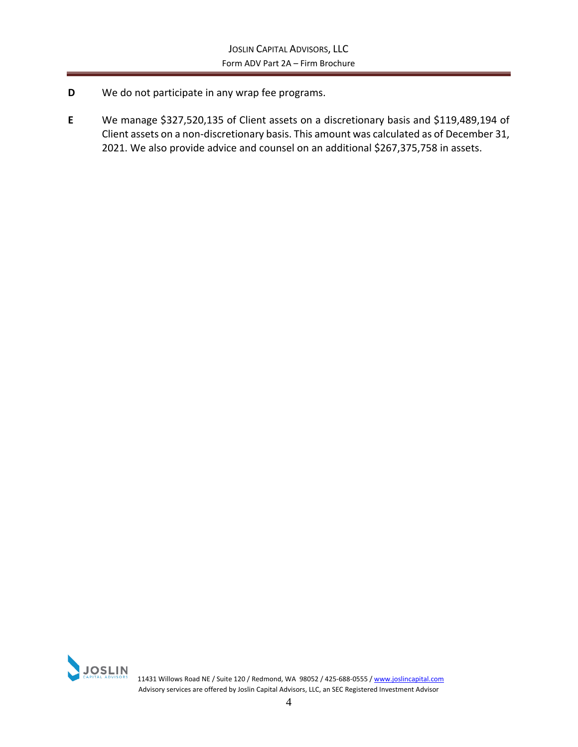**D** We do not participate in any wrap fee programs.

**E** We manage $327,520,135 of Client assets on a discretionary basis and $119,489,194 of Client assets on a non-discretionary basis. This amount was calculated as of December 31, 2021. We also provide advice and counsel on an additional $267,375,758 in assets.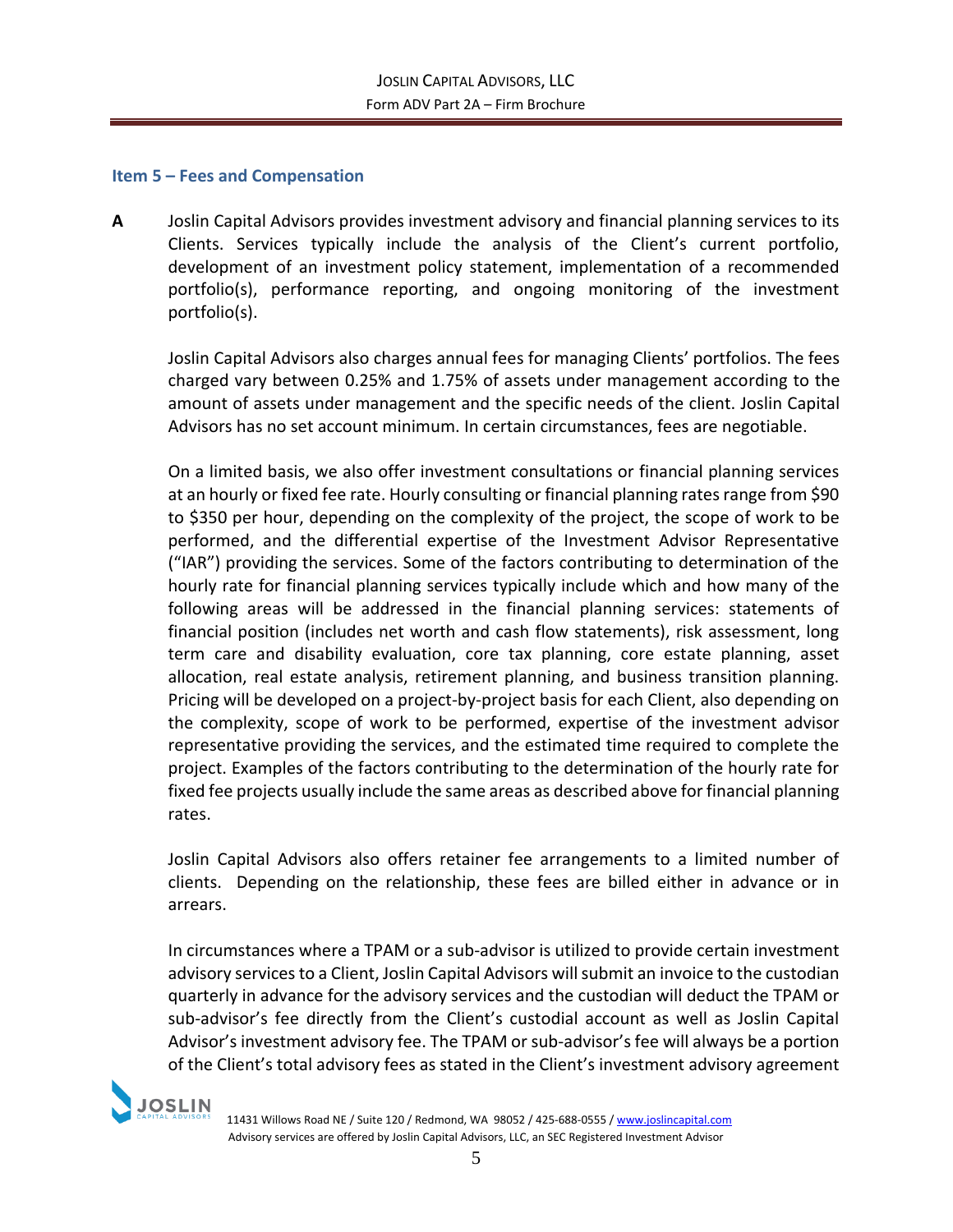## Item 5 – Fees and Compensation

**A** Joslin Capital Advisors provides investment advisory and financial planning services to its Clients. Services typically include the analysis of the Client's current portfolio, development of an investment policy statement, implementation of a recommended portfolio(s), performance reporting, and ongoing monitoring of the investment portfolio(s).

Joslin Capital Advisors also charges annual fees for managing Clients' portfolios. The fees charged vary between 0.25% and 1.75% of assets under management according to the amount of assets under management and the specific needs of the client. Joslin Capital Advisors has no set account minimum. In certain circumstances, fees are negotiable.

On a limited basis, we also offer investment consultations or financial planning services at an hourly or fixed fee rate. Hourly consulting or financial planning rates range from $90 to $350 per hour, depending on the complexity of the project, the scope of work to be performed, and the differential expertise of the Investment Advisor Representative ("IAR") providing the services. Some of the factors contributing to determination of the hourly rate for financial planning services typically include which and how many of the following areas will be addressed in the financial planning services: statements of financial position (includes net worth and cash flow statements), risk assessment, long term care and disability evaluation, core tax planning, core estate planning, asset allocation, real estate analysis, retirement planning, and business transition planning. Pricing will be developed on a project-by-project basis for each Client, also depending on the complexity, scope of work to be performed, expertise of the investment advisor representative providing the services, and the estimated time required to complete the project. Examples of the factors contributing to the determination of the hourly rate for fixed fee projects usually include the same areas as described above for financial planning rates.

Joslin Capital Advisors also offers retainer fee arrangements to a limited number of clients. Depending on the relationship, these fees are billed either in advance or in arrears.

In circumstances where a TPAM or a sub-advisor is utilized to provide certain investment advisory services to a Client, Joslin Capital Advisors will submit an invoice to the custodian quarterly in advance for the advisory services and the custodian will deduct the TPAM or sub-advisor's fee directly from the Client's custodial account as well as Joslin Capital Advisor's investment advisory fee. The TPAM or sub-advisor's fee will always be a portion of the Client's total advisory fees as stated in the Client's investment advisory agreement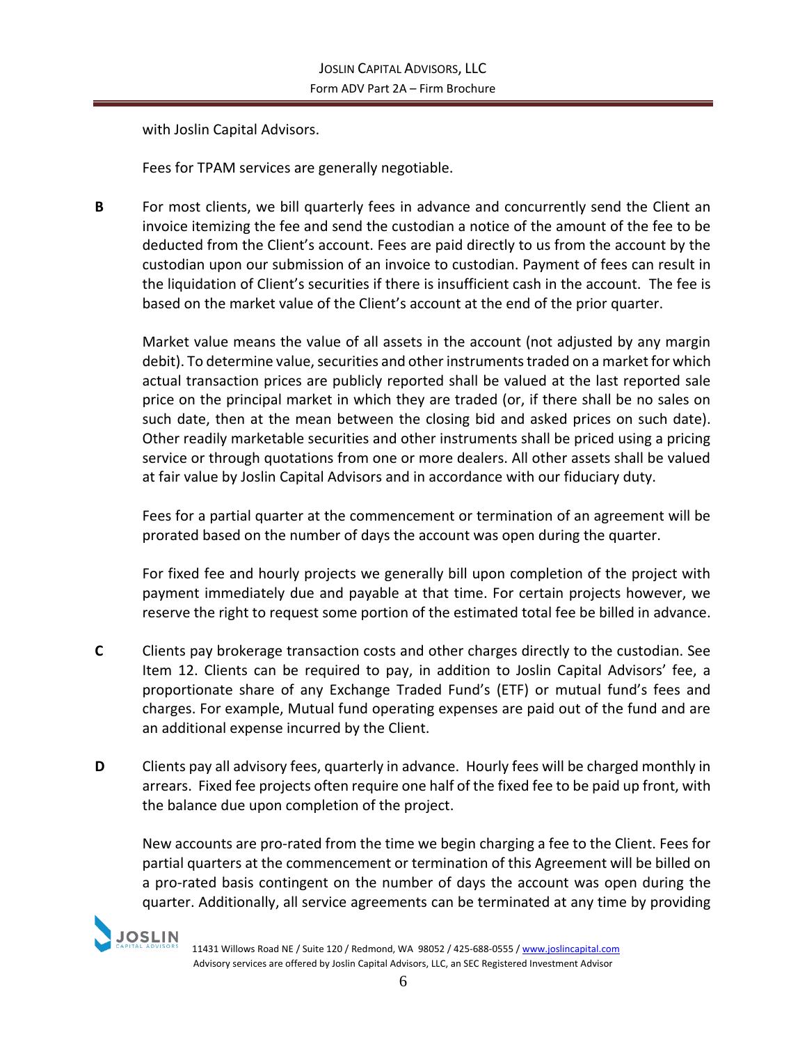with Joslin Capital Advisors.

Fees for TPAM services are generally negotiable.

**B** For most clients, we bill quarterly fees in advance and concurrently send the Client an invoice itemizing the fee and send the custodian a notice of the amount of the fee to be deducted from the Client's account. Fees are paid directly to us from the account by the custodian upon our submission of an invoice to custodian. Payment of fees can result in the liquidation of Client's securities if there is insufficient cash in the account. The fee is based on the market value of the Client's account at the end of the prior quarter.

Market value means the value of all assets in the account (not adjusted by any margin debit). To determine value, securities and other instruments traded on a market for which actual transaction prices are publicly reported shall be valued at the last reported sale price on the principal market in which they are traded (or, if there shall be no sales on such date, then at the mean between the closing bid and asked prices on such date). Other readily marketable securities and other instruments shall be priced using a pricing service or through quotations from one or more dealers. All other assets shall be valued at fair value by Joslin Capital Advisors and in accordance with our fiduciary duty.

Fees for a partial quarter at the commencement or termination of an agreement will be prorated based on the number of days the account was open during the quarter.

For fixed fee and hourly projects we generally bill upon completion of the project with payment immediately due and payable at that time. For certain projects however, we reserve the right to request some portion of the estimated total fee be billed in advance.

**C** Clients pay brokerage transaction costs and other charges directly to the custodian. See Item 12. Clients can be required to pay, in addition to Joslin Capital Advisors' fee, a proportionate share of any Exchange Traded Fund's (ETF) or mutual fund's fees and charges. For example, Mutual fund operating expenses are paid out of the fund and are an additional expense incurred by the Client.

**D** Clients pay all advisory fees, quarterly in advance. Hourly fees will be charged monthly in arrears. Fixed fee projects often require one half of the fixed fee to be paid up front, with the balance due upon completion of the project.

New accounts are pro-rated from the time we begin charging a fee to the Client. Fees for partial quarters at the commencement or termination of this Agreement will be billed on a pro-rated basis contingent on the number of days the account was open during the quarter. Additionally, all service agreements can be terminated at any time by providing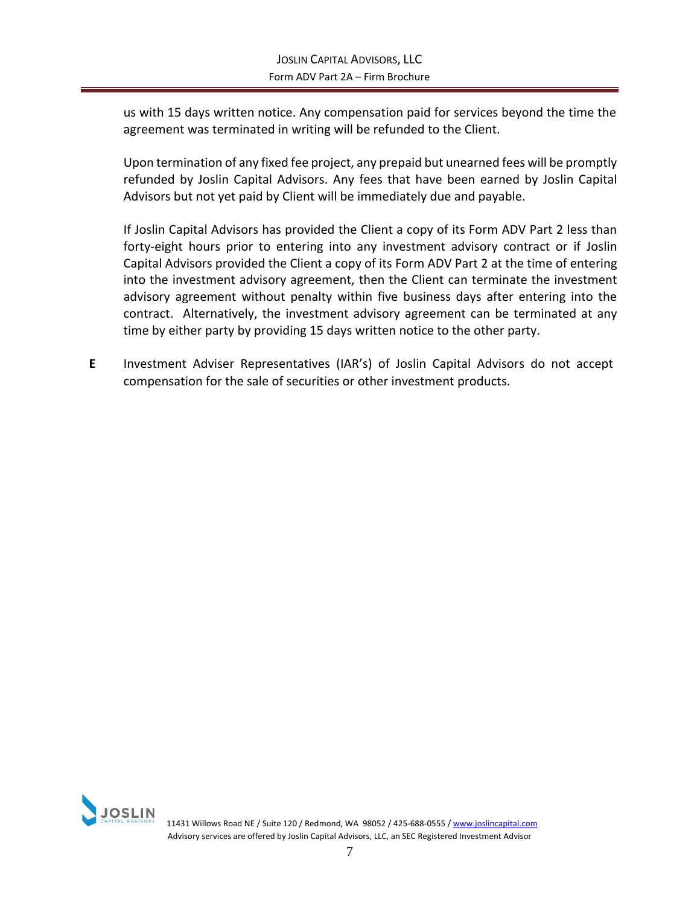us with 15 days written notice. Any compensation paid for services beyond the time the agreement was terminated in writing will be refunded to the Client.

Upon termination of any fixed fee project, any prepaid but unearned fees will be promptly refunded by Joslin Capital Advisors. Any fees that have been earned by Joslin Capital Advisors but not yet paid by Client will be immediately due and payable.

If Joslin Capital Advisors has provided the Client a copy of its Form ADV Part 2 less than forty-eight hours prior to entering into any investment advisory contract or if Joslin Capital Advisors provided the Client a copy of its Form ADV Part 2 at the time of entering into the investment advisory agreement, then the Client can terminate the investment advisory agreement without penalty within five business days after entering into the contract. Alternatively, the investment advisory agreement can be terminated at any time by either party by providing 15 days written notice to the other party.

**E** Investment Adviser Representatives (IAR's) of Joslin Capital Advisors do not accept compensation for the sale of securities or other investment products.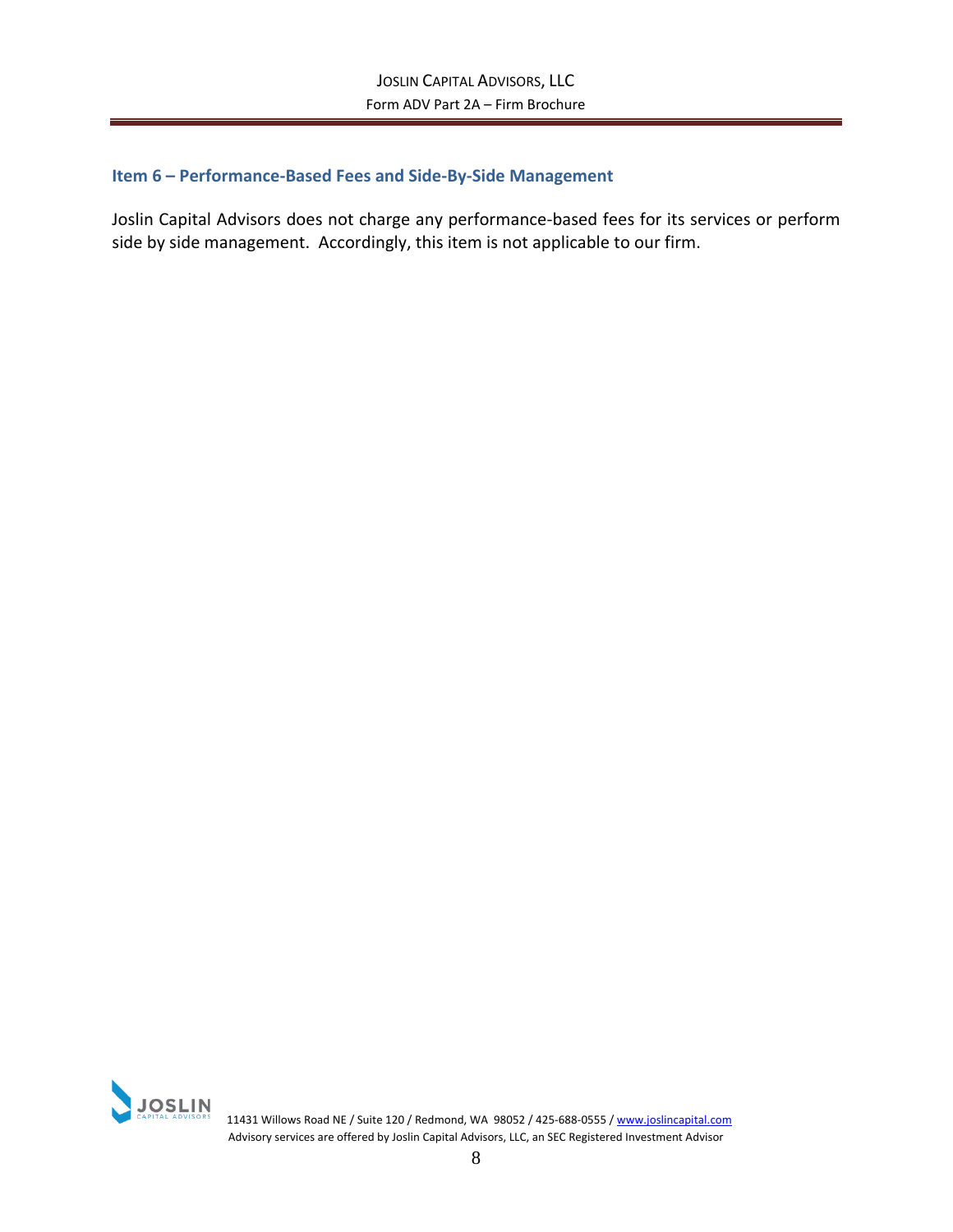## Item 6 – Performance-Based Fees and Side-By-Side Management

Joslin Capital Advisors does not charge any performance-based fees for its services or perform side by side management. Accordingly, this item is not applicable to our firm.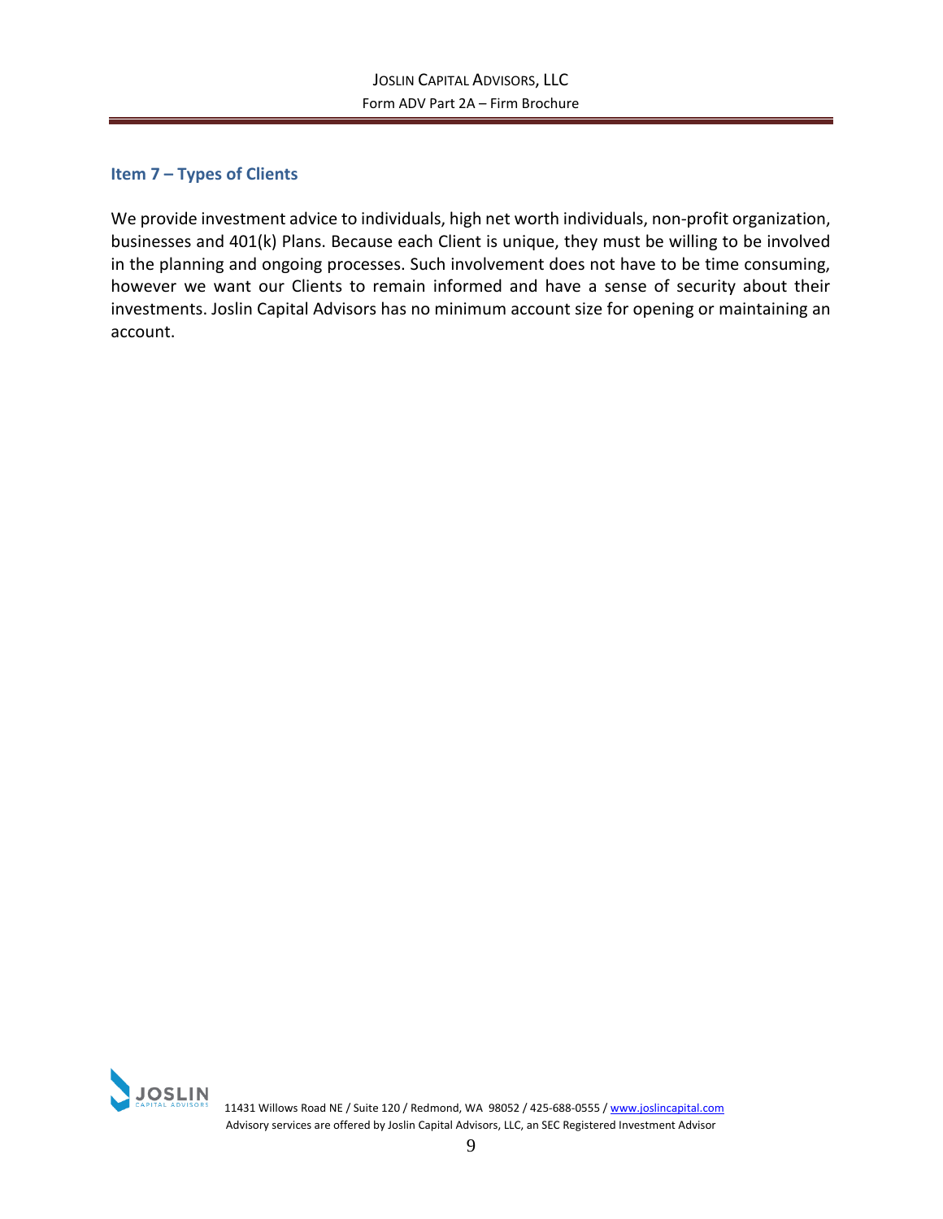## Item 7 – Types of Clients

We provide investment advice to individuals, high net worth individuals, non-profit organization, businesses and 401(k) Plans. Because each Client is unique, they must be willing to be involved in the planning and ongoing processes. Such involvement does not have to be time consuming, however we want our Clients to remain informed and have a sense of security about their investments. Joslin Capital Advisors has no minimum account size for opening or maintaining an account.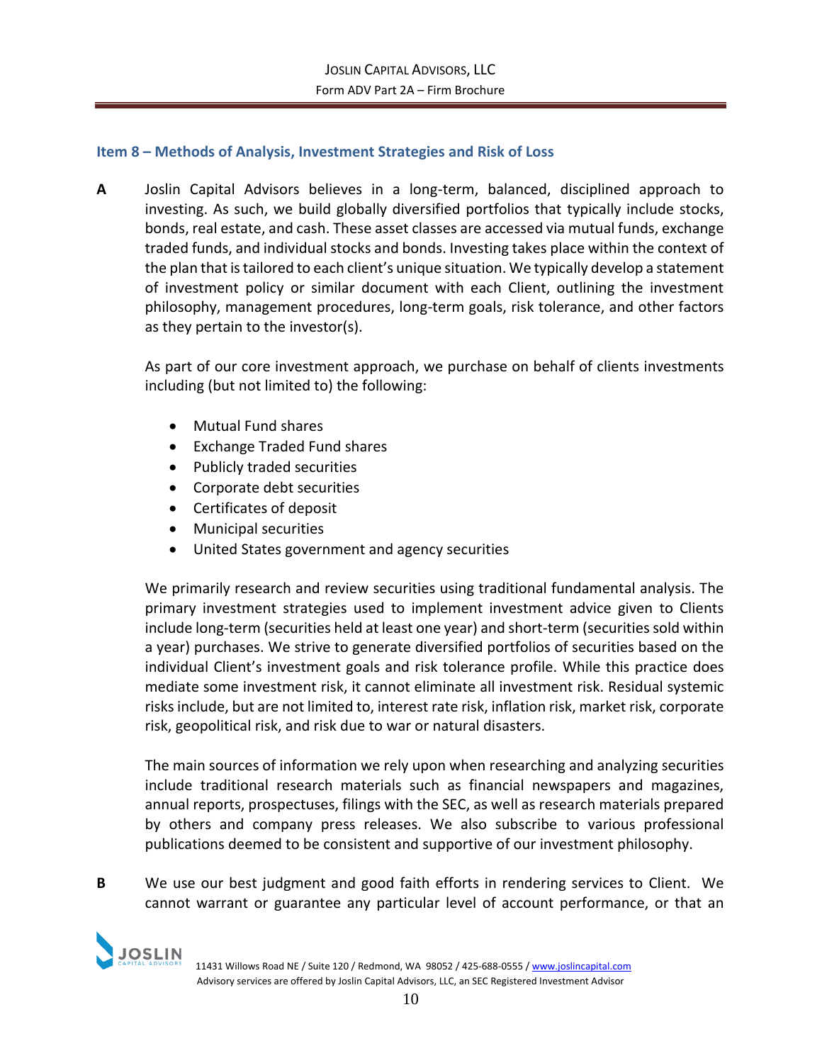## Item 8 – Methods of Analysis, Investment Strategies and Risk of Loss

**A** Joslin Capital Advisors believes in a long-term, balanced, disciplined approach to investing. As such, we build globally diversified portfolios that typically include stocks, bonds, real estate, and cash. These asset classes are accessed via mutual funds, exchange traded funds, and individual stocks and bonds. Investing takes place within the context of the plan that is tailored to each client's unique situation. We typically develop a statement of investment policy or similar document with each Client, outlining the investment philosophy, management procedures, long-term goals, risk tolerance, and other factors as they pertain to the investor(s).

As part of our core investment approach, we purchase on behalf of clients investments including (but not limited to) the following:

- Mutual Fund shares
- Exchange Traded Fund shares
- Publicly traded securities
- Corporate debt securities
- Certificates of deposit
- Municipal securities
- United States government and agency securities

We primarily research and review securities using traditional fundamental analysis. The primary investment strategies used to implement investment advice given to Clients include long-term (securities held at least one year) and short-term (securities sold within a year) purchases. We strive to generate diversified portfolios of securities based on the individual Client's investment goals and risk tolerance profile. While this practice does mediate some investment risk, it cannot eliminate all investment risk. Residual systemic risks include, but are not limited to, interest rate risk, inflation risk, market risk, corporate risk, geopolitical risk, and risk due to war or natural disasters.

The main sources of information we rely upon when researching and analyzing securities include traditional research materials such as financial newspapers and magazines, annual reports, prospectuses, filings with the SEC, as well as research materials prepared by others and company press releases. We also subscribe to various professional publications deemed to be consistent and supportive of our investment philosophy.

**B** We use our best judgment and good faith efforts in rendering services to Client. We cannot warrant or guarantee any particular level of account performance, or that an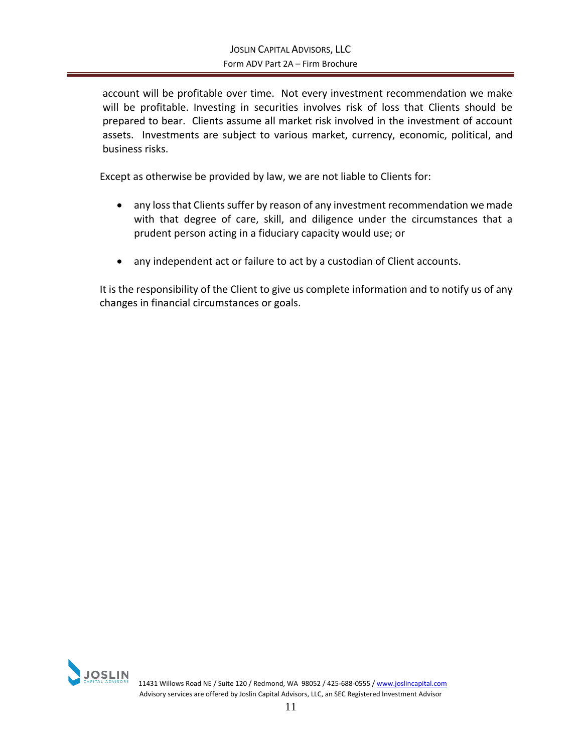account will be profitable over time. Not every investment recommendation we make will be profitable. Investing in securities involves risk of loss that Clients should be prepared to bear. Clients assume all market risk involved in the investment of account assets. Investments are subject to various market, currency, economic, political, and business risks.

Except as otherwise be provided by law, we are not liable to Clients for:

- any loss that Clients suffer by reason of any investment recommendation we made with that degree of care, skill, and diligence under the circumstances that a prudent person acting in a fiduciary capacity would use; or

- any independent act or failure to act by a custodian of Client accounts.

It is the responsibility of the Client to give us complete information and to notify us of any changes in financial circumstances or goals.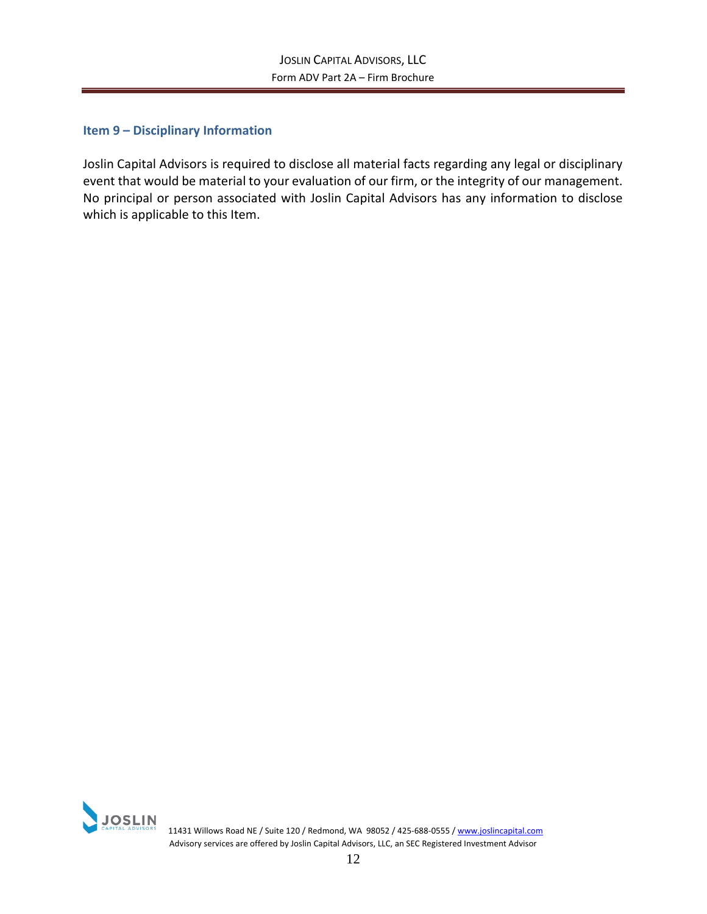## Item 9 – Disciplinary Information

Joslin Capital Advisors is required to disclose all material facts regarding any legal or disciplinary event that would be material to your evaluation of our firm, or the integrity of our management. No principal or person associated with Joslin Capital Advisors has any information to disclose which is applicable to this Item.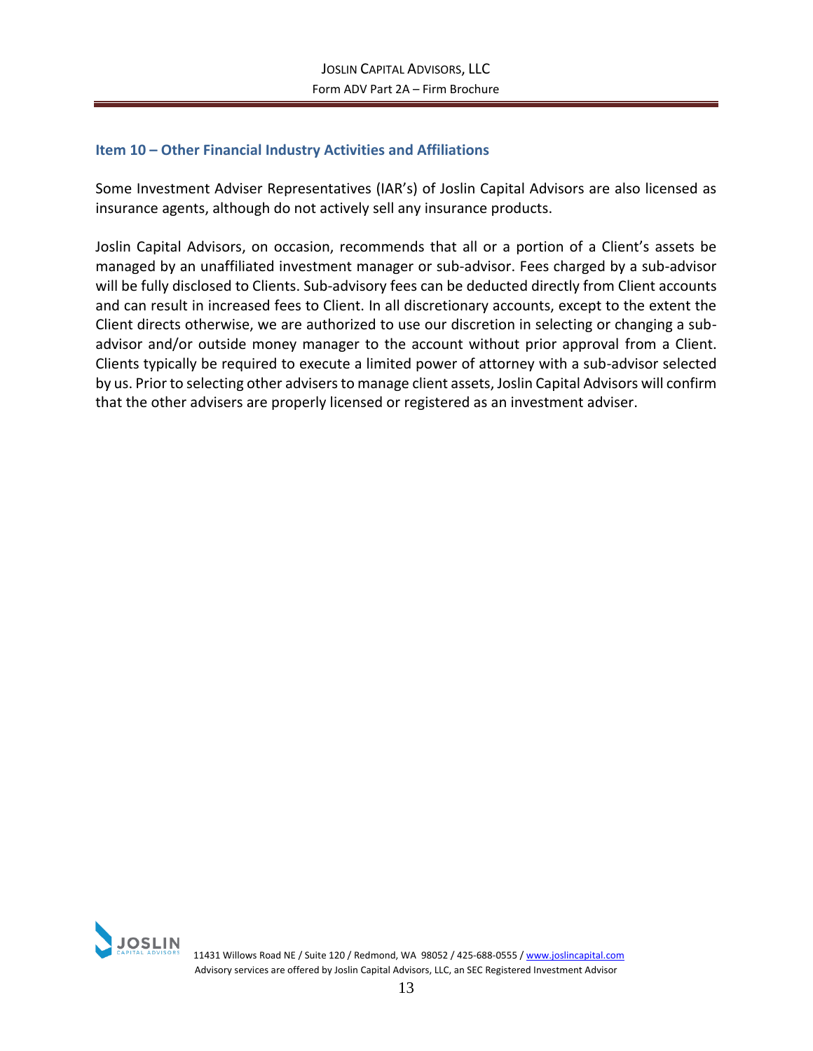## Item 10 – Other Financial Industry Activities and Affiliations

Some Investment Adviser Representatives (IAR's) of Joslin Capital Advisors are also licensed as insurance agents, although do not actively sell any insurance products.

Joslin Capital Advisors, on occasion, recommends that all or a portion of a Client's assets be managed by an unaffiliated investment manager or sub-advisor. Fees charged by a sub-advisor will be fully disclosed to Clients. Sub-advisory fees can be deducted directly from Client accounts and can result in increased fees to Client. In all discretionary accounts, except to the extent the Client directs otherwise, we are authorized to use our discretion in selecting or changing a sub-advisor and/or outside money manager to the account without prior approval from a Client. Clients typically be required to execute a limited power of attorney with a sub-advisor selected by us. Prior to selecting other advisers to manage client assets, Joslin Capital Advisors will confirm that the other advisers are properly licensed or registered as an investment adviser.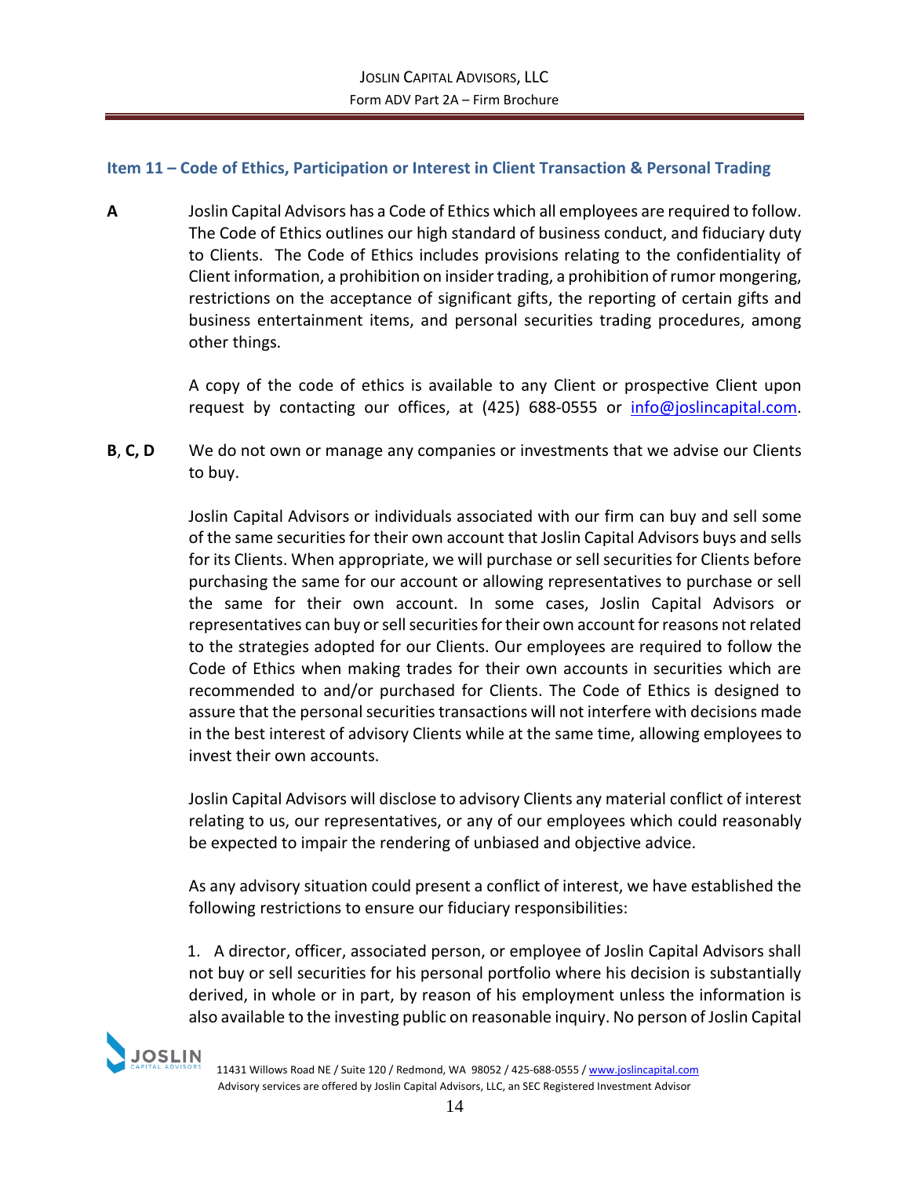## Item 11 – Code of Ethics, Participation or Interest in Client Transaction & Personal Trading

**A** Joslin Capital Advisors has a Code of Ethics which all employees are required to follow. The Code of Ethics outlines our high standard of business conduct, and fiduciary duty to Clients. The Code of Ethics includes provisions relating to the confidentiality of Client information, a prohibition on insider trading, a prohibition of rumor mongering, restrictions on the acceptance of significant gifts, the reporting of certain gifts and business entertainment items, and personal securities trading procedures, among other things.

A copy of the code of ethics is available to any Client or prospective Client upon request by contacting our offices, at (425) 688-0555 or info@joslincapital.com.

**B, C, D** We do not own or manage any companies or investments that we advise our Clients to buy.

Joslin Capital Advisors or individuals associated with our firm can buy and sell some of the same securities for their own account that Joslin Capital Advisors buys and sells for its Clients. When appropriate, we will purchase or sell securities for Clients before purchasing the same for our account or allowing representatives to purchase or sell the same for their own account. In some cases, Joslin Capital Advisors or representatives can buy or sell securities for their own account for reasons not related to the strategies adopted for our Clients. Our employees are required to follow the Code of Ethics when making trades for their own accounts in securities which are recommended to and/or purchased for Clients. The Code of Ethics is designed to assure that the personal securities transactions will not interfere with decisions made in the best interest of advisory Clients while at the same time, allowing employees to invest their own accounts.

Joslin Capital Advisors will disclose to advisory Clients any material conflict of interest relating to us, our representatives, or any of our employees which could reasonably be expected to impair the rendering of unbiased and objective advice.

As any advisory situation could present a conflict of interest, we have established the following restrictions to ensure our fiduciary responsibilities:

1. A director, officer, associated person, or employee of Joslin Capital Advisors shall not buy or sell securities for his personal portfolio where his decision is substantially derived, in whole or in part, by reason of his employment unless the information is also available to the investing public on reasonable inquiry. No person of Joslin Capital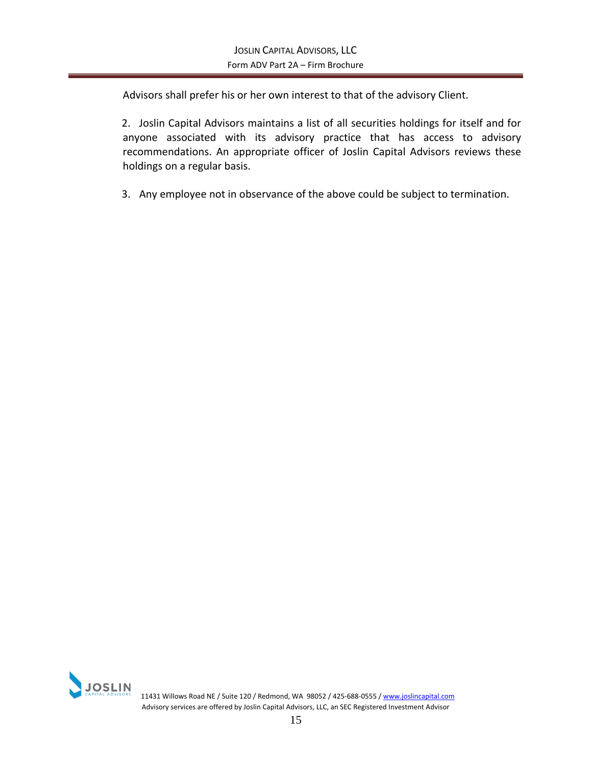Advisors shall prefer his or her own interest to that of the advisory Client.

2. Joslin Capital Advisors maintains a list of all securities holdings for itself and for anyone associated with its advisory practice that has access to advisory recommendations. An appropriate officer of Joslin Capital Advisors reviews these holdings on a regular basis.

3. Any employee not in observance of the above could be subject to termination.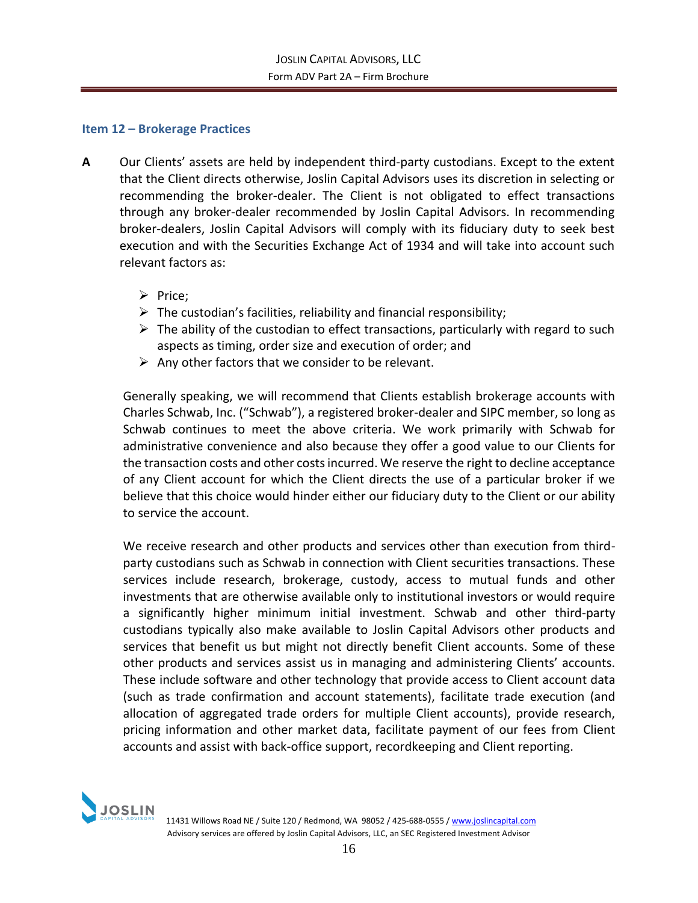## Item 12 – Brokerage Practices

**A** Our Clients' assets are held by independent third-party custodians. Except to the extent that the Client directs otherwise, Joslin Capital Advisors uses its discretion in selecting or recommending the broker-dealer. The Client is not obligated to effect transactions through any broker-dealer recommended by Joslin Capital Advisors. In recommending broker-dealers, Joslin Capital Advisors will comply with its fiduciary duty to seek best execution and with the Securities Exchange Act of 1934 and will take into account such relevant factors as:

- Price;
- The custodian's facilities, reliability and financial responsibility;
- The ability of the custodian to effect transactions, particularly with regard to such aspects as timing, order size and execution of order; and
- Any other factors that we consider to be relevant.

Generally speaking, we will recommend that Clients establish brokerage accounts with Charles Schwab, Inc. ("Schwab"), a registered broker-dealer and SIPC member, so long as Schwab continues to meet the above criteria. We work primarily with Schwab for administrative convenience and also because they offer a good value to our Clients for the transaction costs and other costs incurred. We reserve the right to decline acceptance of any Client account for which the Client directs the use of a particular broker if we believe that this choice would hinder either our fiduciary duty to the Client or our ability to service the account.

We receive research and other products and services other than execution from third-party custodians such as Schwab in connection with Client securities transactions. These services include research, brokerage, custody, access to mutual funds and other investments that are otherwise available only to institutional investors or would require a significantly higher minimum initial investment. Schwab and other third-party custodians typically also make available to Joslin Capital Advisors other products and services that benefit us but might not directly benefit Client accounts. Some of these other products and services assist us in managing and administering Clients' accounts. These include software and other technology that provide access to Client account data (such as trade confirmation and account statements), facilitate trade execution (and allocation of aggregated trade orders for multiple Client accounts), provide research, pricing information and other market data, facilitate payment of our fees from Client accounts and assist with back-office support, recordkeeping and Client reporting.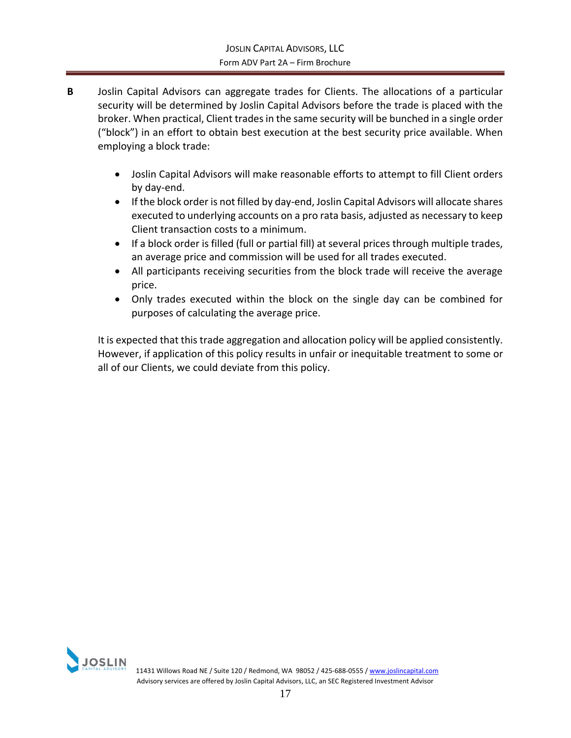**B** Joslin Capital Advisors can aggregate trades for Clients. The allocations of a particular security will be determined by Joslin Capital Advisors before the trade is placed with the broker. When practical, Client trades in the same security will be bunched in a single order ("block") in an effort to obtain best execution at the best security price available. When employing a block trade:

- Joslin Capital Advisors will make reasonable efforts to attempt to fill Client orders by day-end.
- If the block order is not filled by day-end, Joslin Capital Advisors will allocate shares executed to underlying accounts on a pro rata basis, adjusted as necessary to keep Client transaction costs to a minimum.
- If a block order is filled (full or partial fill) at several prices through multiple trades, an average price and commission will be used for all trades executed.
- All participants receiving securities from the block trade will receive the average price.
- Only trades executed within the block on the single day can be combined for purposes of calculating the average price.

It is expected that this trade aggregation and allocation policy will be applied consistently. However, if application of this policy results in unfair or inequitable treatment to some or all of our Clients, we could deviate from this policy.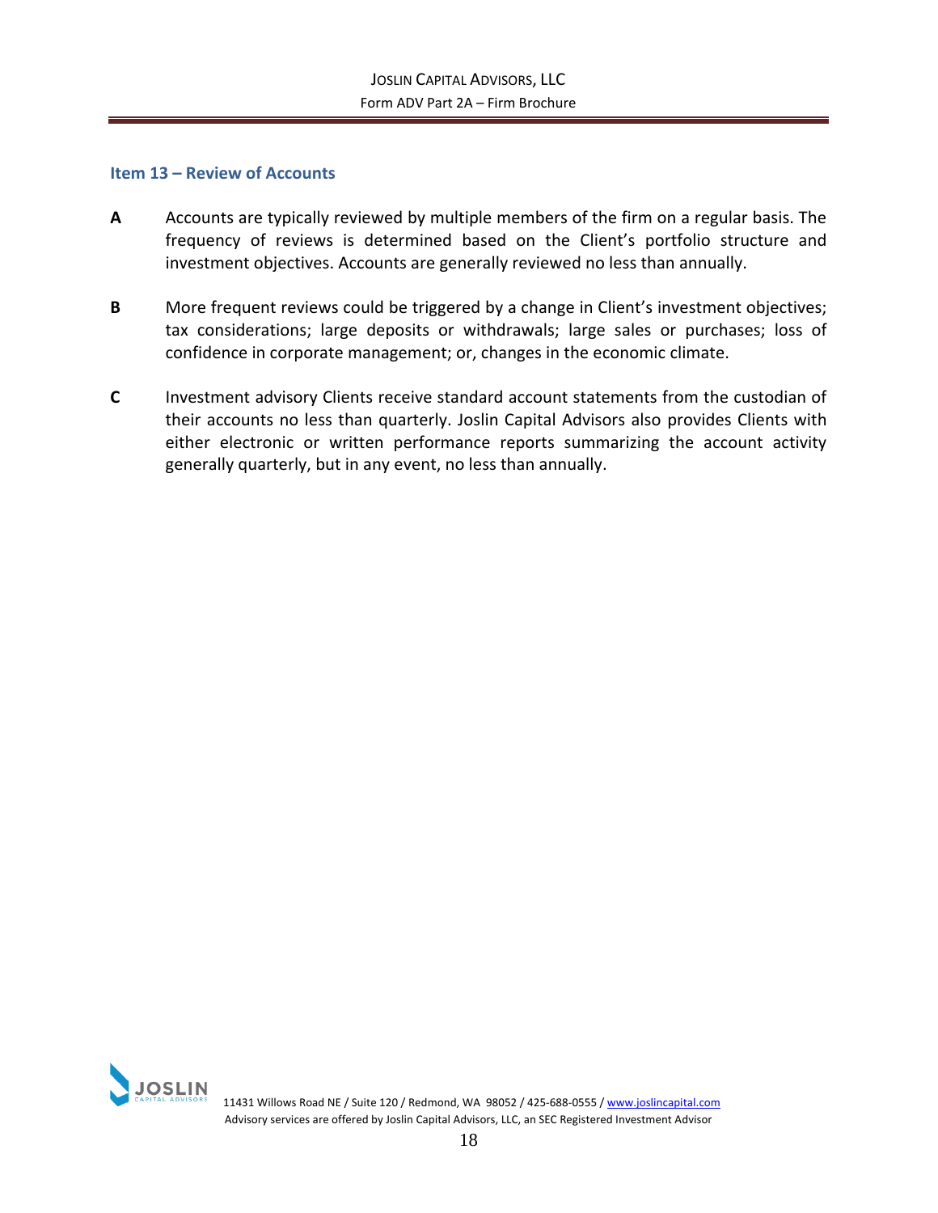## Item 13 – Review of Accounts

**A** Accounts are typically reviewed by multiple members of the firm on a regular basis. The frequency of reviews is determined based on the Client's portfolio structure and investment objectives. Accounts are generally reviewed no less than annually.

**B** More frequent reviews could be triggered by a change in Client's investment objectives; tax considerations; large deposits or withdrawals; large sales or purchases; loss of confidence in corporate management; or, changes in the economic climate.

**C** Investment advisory Clients receive standard account statements from the custodian of their accounts no less than quarterly. Joslin Capital Advisors also provides Clients with either electronic or written performance reports summarizing the account activity generally quarterly, but in any event, no less than annually.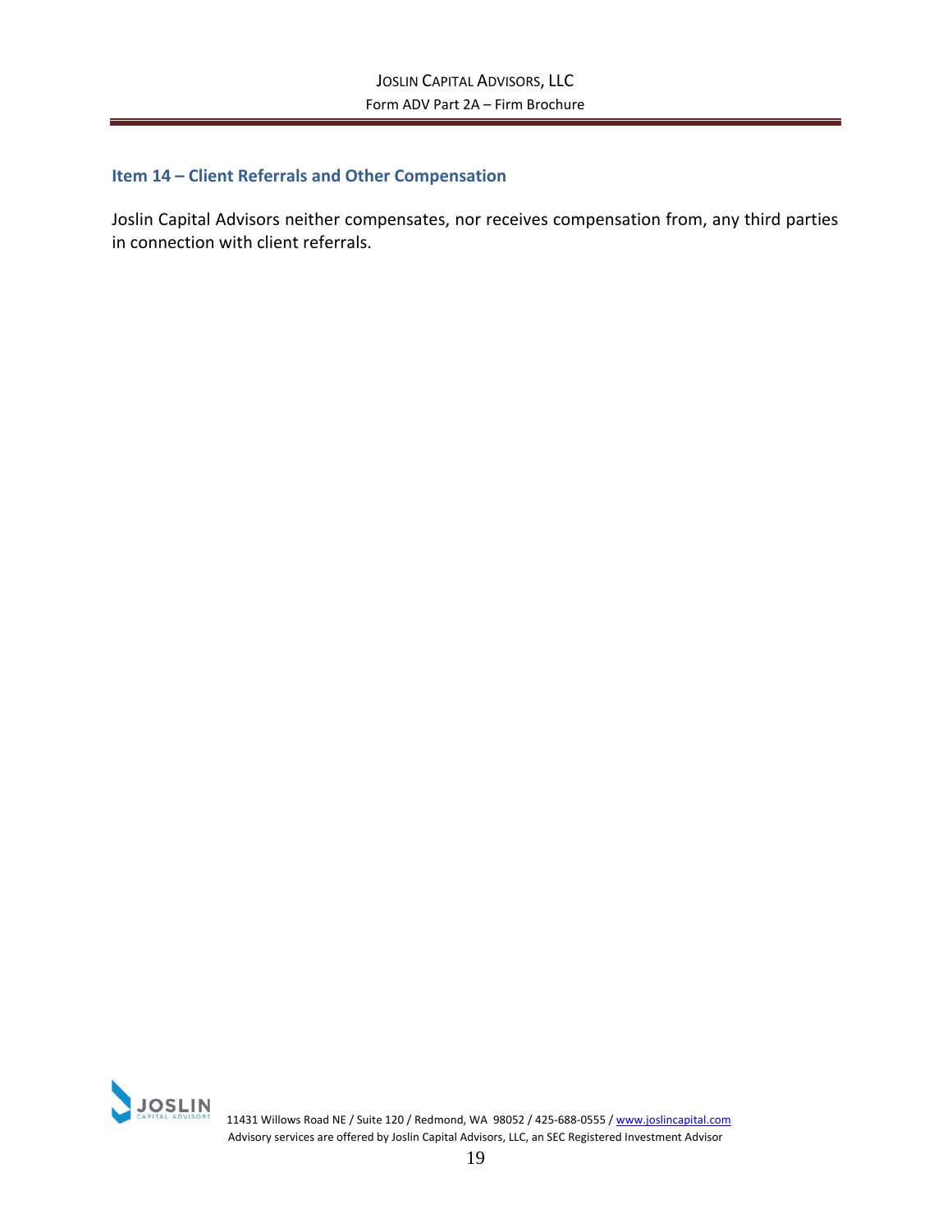## Item 14 – Client Referrals and Other Compensation

Joslin Capital Advisors neither compensates, nor receives compensation from, any third parties in connection with client referrals.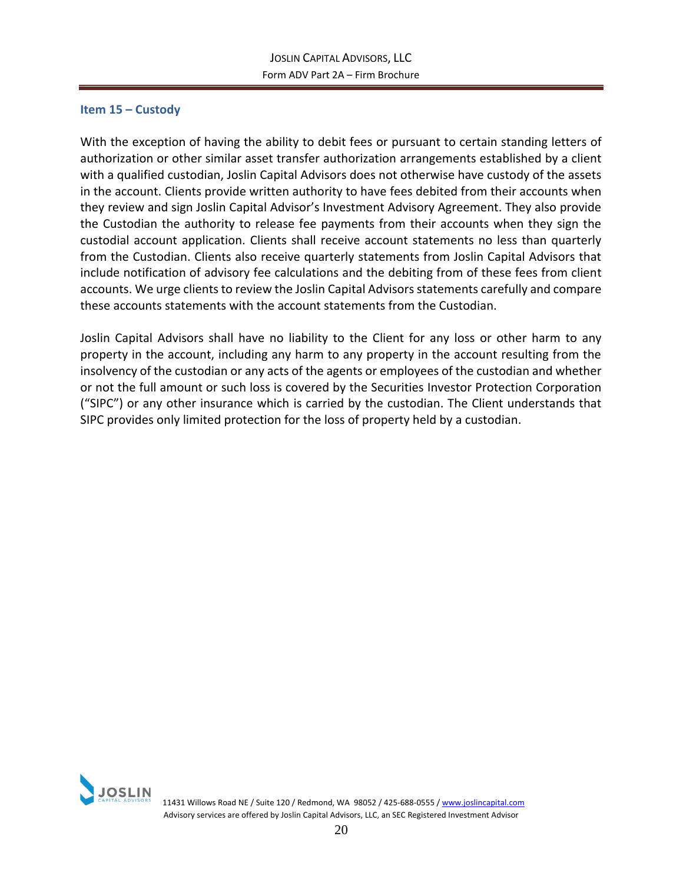## Item 15 – Custody

With the exception of having the ability to debit fees or pursuant to certain standing letters of authorization or other similar asset transfer authorization arrangements established by a client with a qualified custodian, Joslin Capital Advisors does not otherwise have custody of the assets in the account. Clients provide written authority to have fees debited from their accounts when they review and sign Joslin Capital Advisor's Investment Advisory Agreement. They also provide the Custodian the authority to release fee payments from their accounts when they sign the custodial account application. Clients shall receive account statements no less than quarterly from the Custodian. Clients also receive quarterly statements from Joslin Capital Advisors that include notification of advisory fee calculations and the debiting from of these fees from client accounts. We urge clients to review the Joslin Capital Advisors statements carefully and compare these accounts statements with the account statements from the Custodian.

Joslin Capital Advisors shall have no liability to the Client for any loss or other harm to any property in the account, including any harm to any property in the account resulting from the insolvency of the custodian or any acts of the agents or employees of the custodian and whether or not the full amount or such loss is covered by the Securities Investor Protection Corporation ("SIPC") or any other insurance which is carried by the custodian. The Client understands that SIPC provides only limited protection for the loss of property held by a custodian.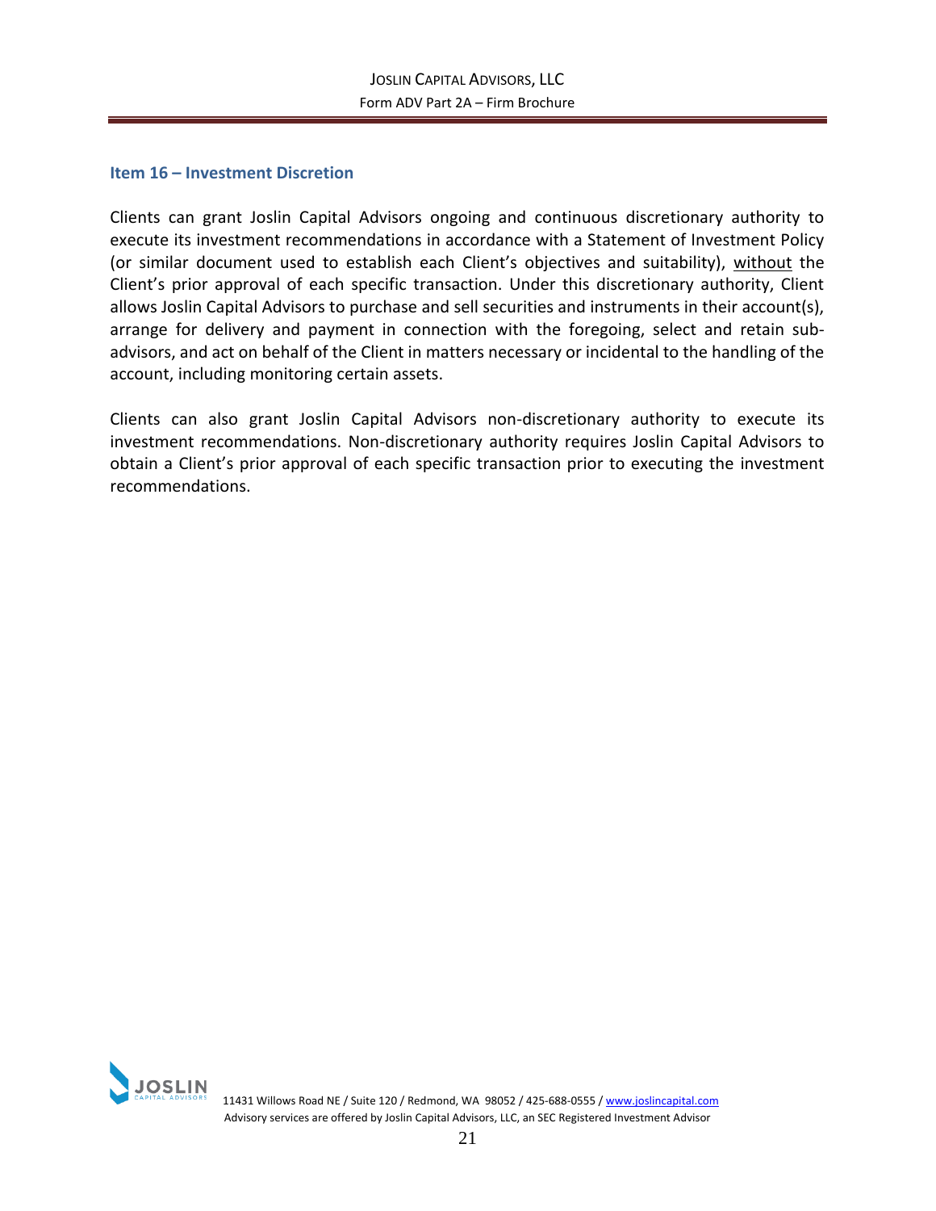## Item 16 – Investment Discretion

Clients can grant Joslin Capital Advisors ongoing and continuous discretionary authority to execute its investment recommendations in accordance with a Statement of Investment Policy (or similar document used to establish each Client's objectives and suitability), <u>without</u> the Client's prior approval of each specific transaction. Under this discretionary authority, Client allows Joslin Capital Advisors to purchase and sell securities and instruments in their account(s), arrange for delivery and payment in connection with the foregoing, select and retain sub-advisors, and act on behalf of the Client in matters necessary or incidental to the handling of the account, including monitoring certain assets.

Clients can also grant Joslin Capital Advisors non-discretionary authority to execute its investment recommendations. Non-discretionary authority requires Joslin Capital Advisors to obtain a Client's prior approval of each specific transaction prior to executing the investment recommendations.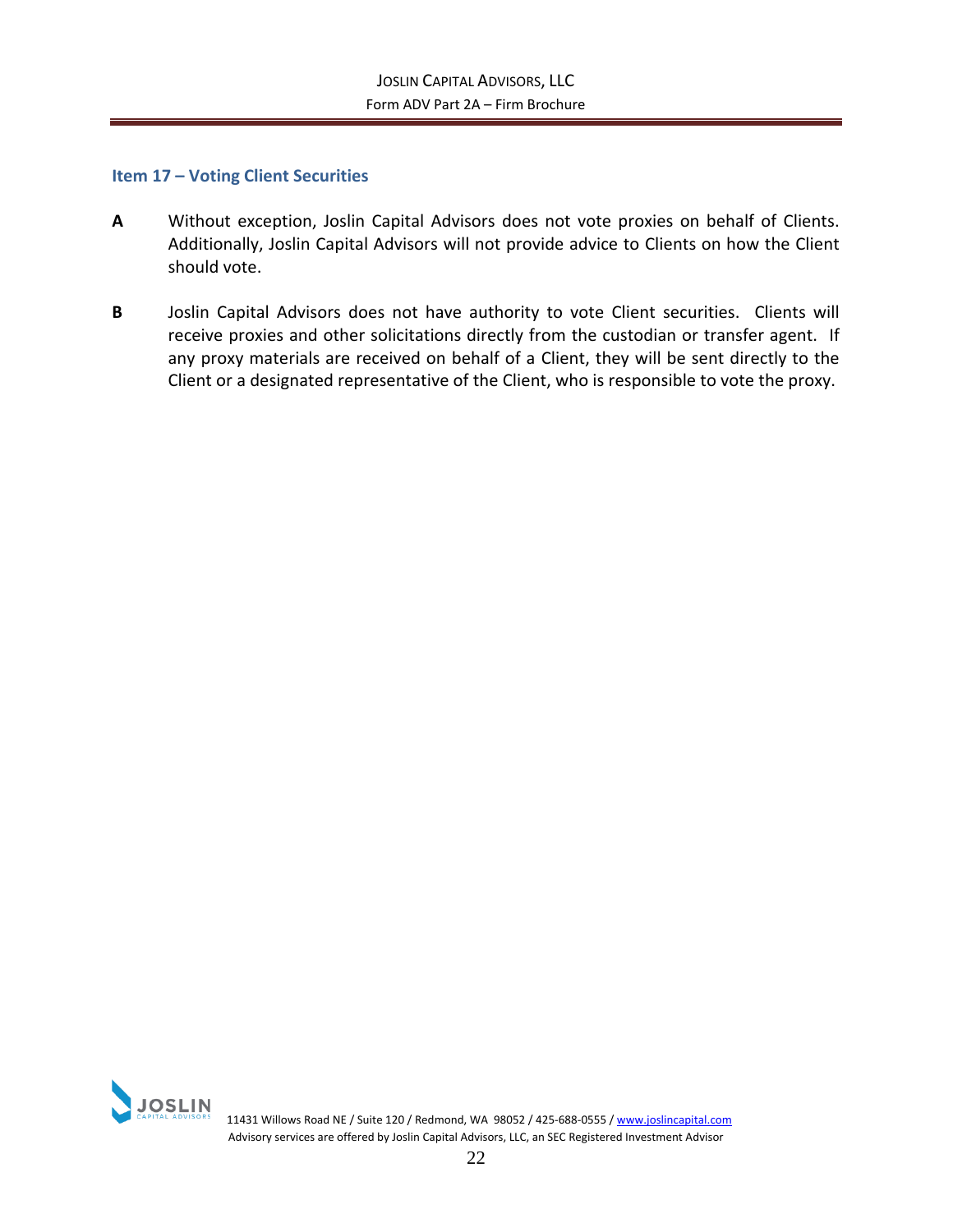## Item 17 – Voting Client Securities

**A** Without exception, Joslin Capital Advisors does not vote proxies on behalf of Clients. Additionally, Joslin Capital Advisors will not provide advice to Clients on how the Client should vote.

**B** Joslin Capital Advisors does not have authority to vote Client securities. Clients will receive proxies and other solicitations directly from the custodian or transfer agent. If any proxy materials are received on behalf of a Client, they will be sent directly to the Client or a designated representative of the Client, who is responsible to vote the proxy.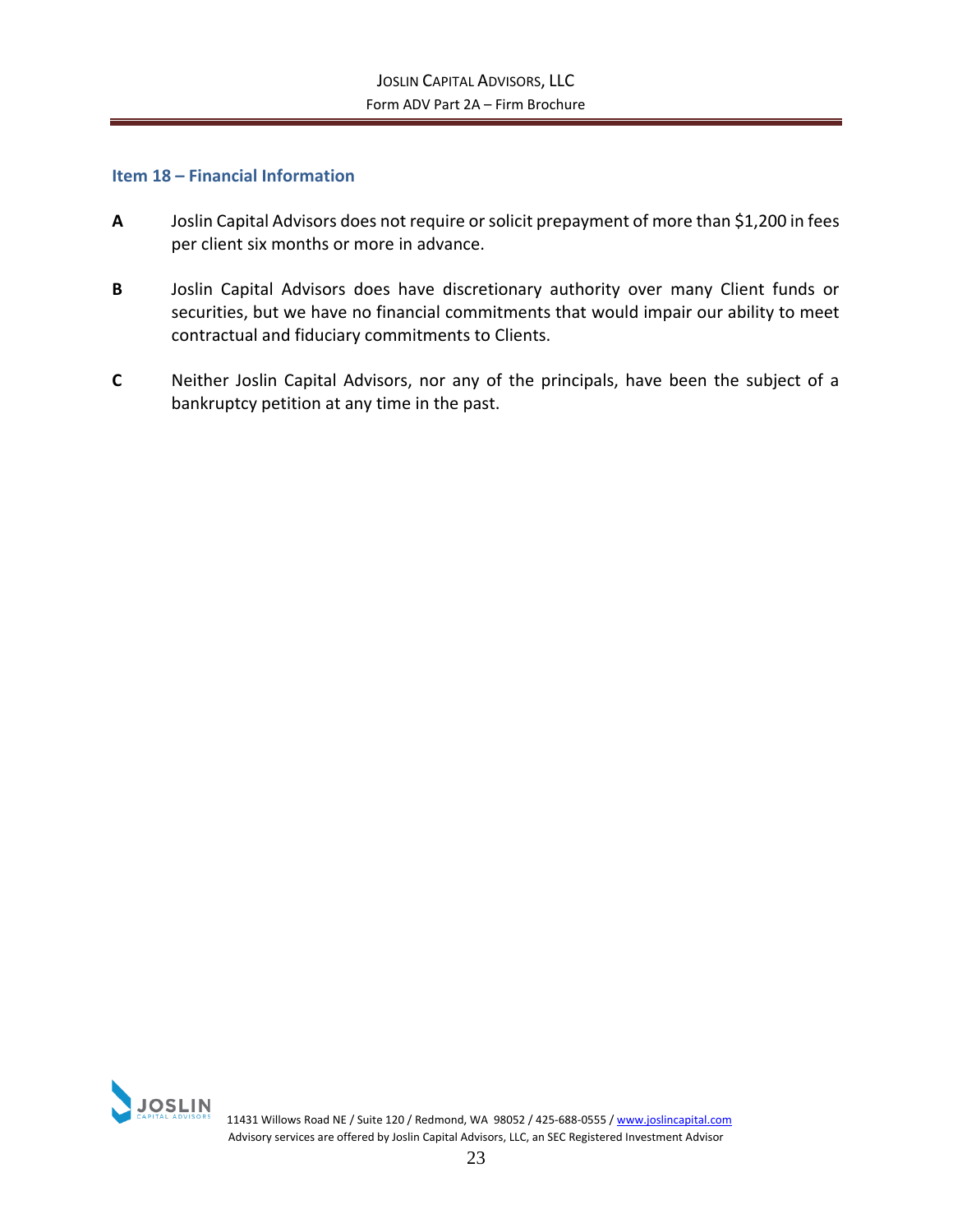## Item 18 – Financial Information

**A** Joslin Capital Advisors does not require or solicit prepayment of more than $1,200 in fees per client six months or more in advance.

**B** Joslin Capital Advisors does have discretionary authority over many Client funds or securities, but we have no financial commitments that would impair our ability to meet contractual and fiduciary commitments to Clients.

**C** Neither Joslin Capital Advisors, nor any of the principals, have been the subject of a bankruptcy petition at any time in the past.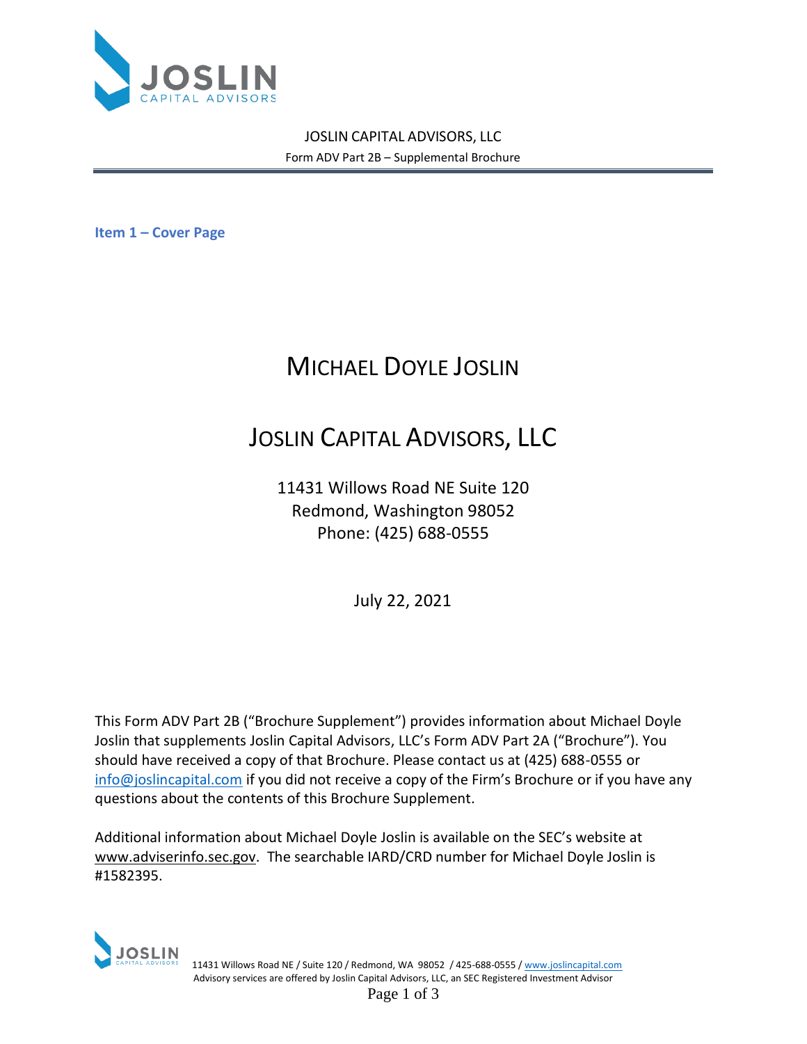JOSLIN CAPITAL ADVISORS, LLC

Form ADV Part 2B – Supplemental Brochure

## Item 1 – Cover Page

# MICHAEL DOYLE JOSLIN

# JOSLIN CAPITAL ADVISORS, LLC

11431 Willows Road NE Suite 120
Redmond, Washington 98052
Phone: (425) 688-0555

July 22, 2021

This Form ADV Part 2B ("Brochure Supplement") provides information about Michael Doyle Joslin that supplements Joslin Capital Advisors, LLC's Form ADV Part 2A ("Brochure"). You should have received a copy of that Brochure. Please contact us at (425) 688-0555 or info@joslincapital.com if you did not receive a copy of the Firm's Brochure or if you have any questions about the contents of this Brochure Supplement.

Additional information about Michael Doyle Joslin is available on the SEC's website at www.adviserinfo.sec.gov. The searchable IARD/CRD number for Michael Doyle Joslin is #1582395.

11431 Willows Road NE / Suite 120 / Redmond, WA 98052 / 425-688-0555 / www.joslincapital.com
Advisory services are offered by Joslin Capital Advisors, LLC, an SEC Registered Investment Advisor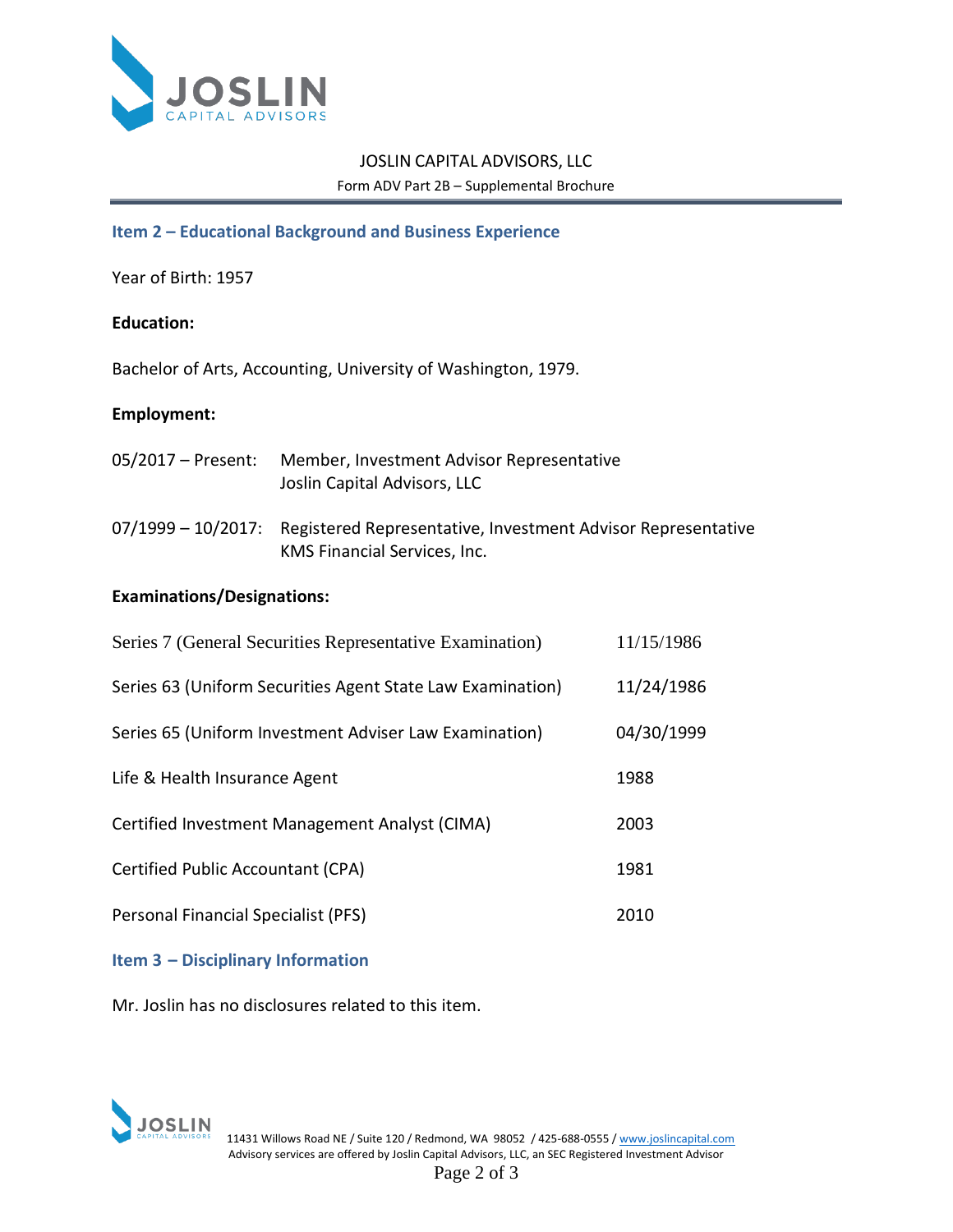JOSLIN CAPITAL ADVISORS, LLC

Form ADV Part 2B – Supplemental Brochure

## Item 2 – Educational Background and Business Experience

Year of Birth: 1957

**Education:**

Bachelor of Arts, Accounting, University of Washington, 1979.

**Employment:**

05/2017 – Present: Member, Investment Advisor Representative
Joslin Capital Advisors, LLC

07/1999 – 10/2017: Registered Representative, Investment Advisor Representative
KMS Financial Services, Inc.

**Examinations/Designations:**

| | |
|---|---|
| Series 7 (General Securities Representative Examination) | 11/15/1986 |
| Series 63 (Uniform Securities Agent State Law Examination) | 11/24/1986 |
| Series 65 (Uniform Investment Adviser Law Examination) | 04/30/1999 |
| Life & Health Insurance Agent | 1988 |
| Certified Investment Management Analyst (CIMA) | 2003 |
| Certified Public Accountant (CPA) | 1981 |
| Personal Financial Specialist (PFS) | 2010 |

## Item 3 – Disciplinary Information

Mr. Joslin has no disclosures related to this item.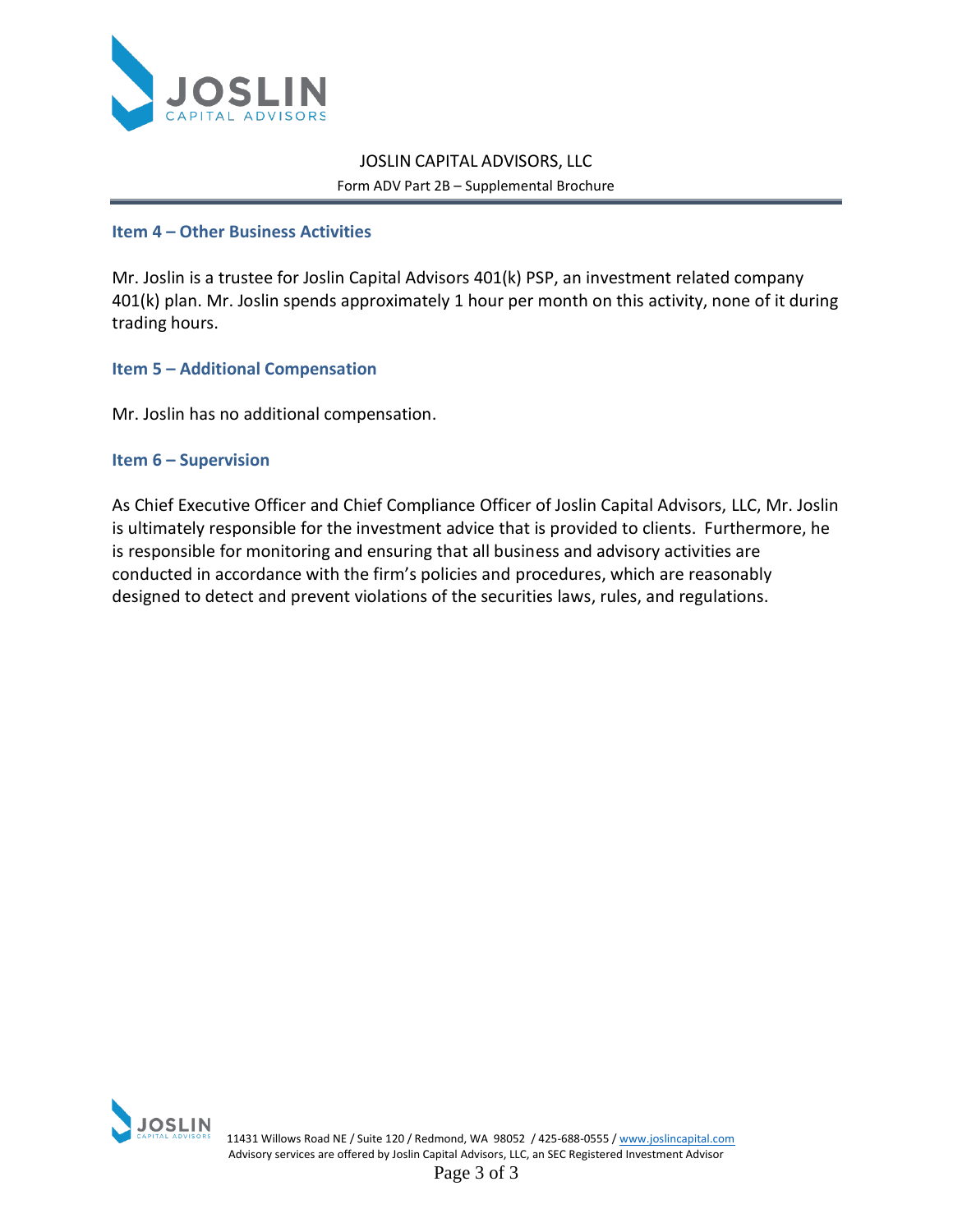### Item 4 – Other Business Activities

Mr. Joslin is a trustee for Joslin Capital Advisors 401(k) PSP, an investment related company 401(k) plan. Mr. Joslin spends approximately 1 hour per month on this activity, none of it during trading hours.

### Item 5 – Additional Compensation

Mr. Joslin has no additional compensation.

### Item 6 – Supervision

As Chief Executive Officer and Chief Compliance Officer of Joslin Capital Advisors, LLC, Mr. Joslin is ultimately responsible for the investment advice that is provided to clients. Furthermore, he is responsible for monitoring and ensuring that all business and advisory activities are conducted in accordance with the firm's policies and procedures, which are reasonably designed to detect and prevent violations of the securities laws, rules, and regulations.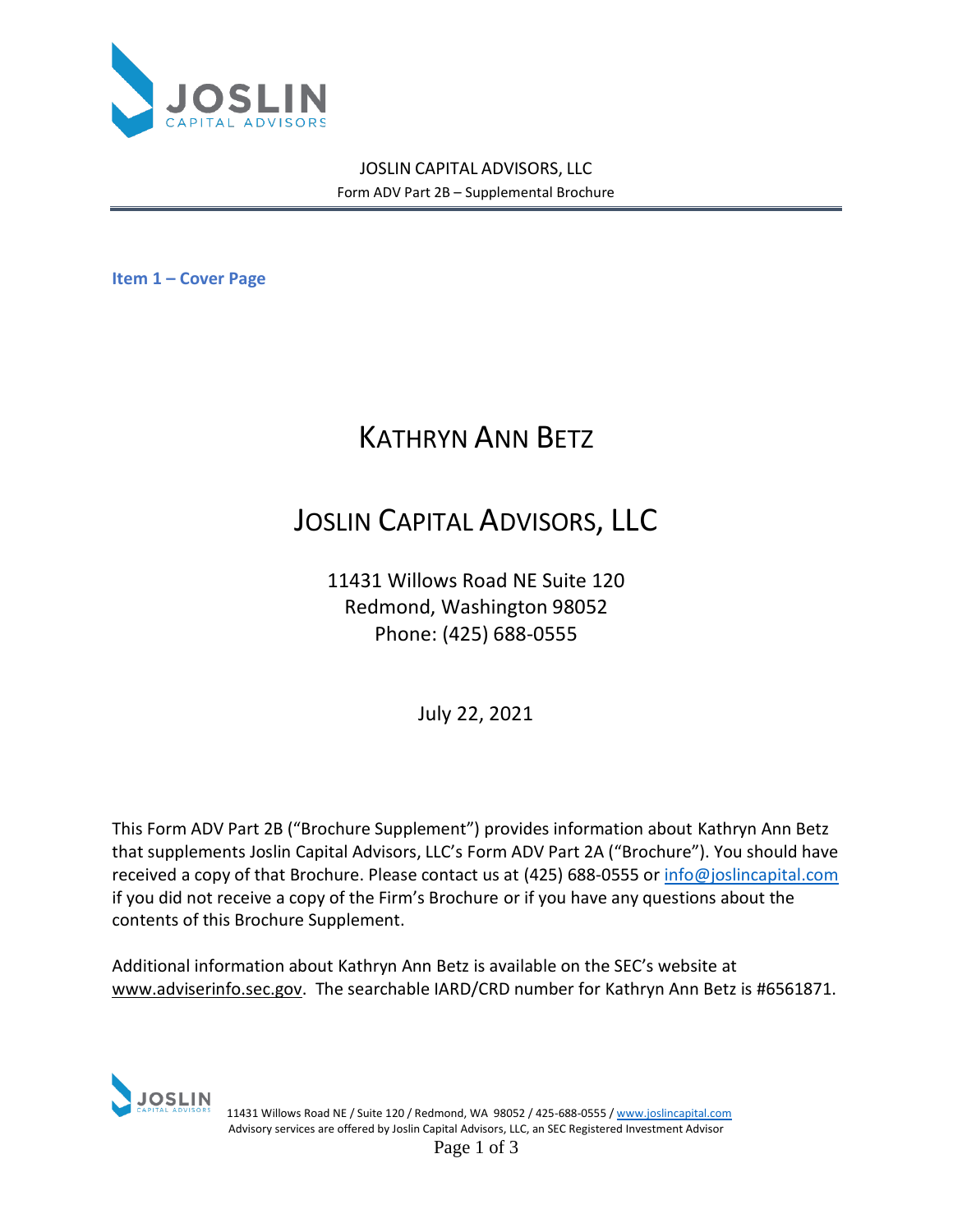JOSLIN CAPITAL ADVISORS, LLC

Form ADV Part 2B – Supplemental Brochure

**Item 1 – Cover Page**

# KATHRYN ANN BETZ

# JOSLIN CAPITAL ADVISORS, LLC

11431 Willows Road NE Suite 120
Redmond, Washington 98052
Phone: (425) 688-0555

July 22, 2021

This Form ADV Part 2B ("Brochure Supplement") provides information about Kathryn Ann Betz that supplements Joslin Capital Advisors, LLC's Form ADV Part 2A ("Brochure"). You should have received a copy of that Brochure. Please contact us at (425) 688-0555 or info@joslincapital.com if you did not receive a copy of the Firm's Brochure or if you have any questions about the contents of this Brochure Supplement.

Additional information about Kathryn Ann Betz is available on the SEC's website at www.adviserinfo.sec.gov. The searchable IARD/CRD number for Kathryn Ann Betz is #6561871.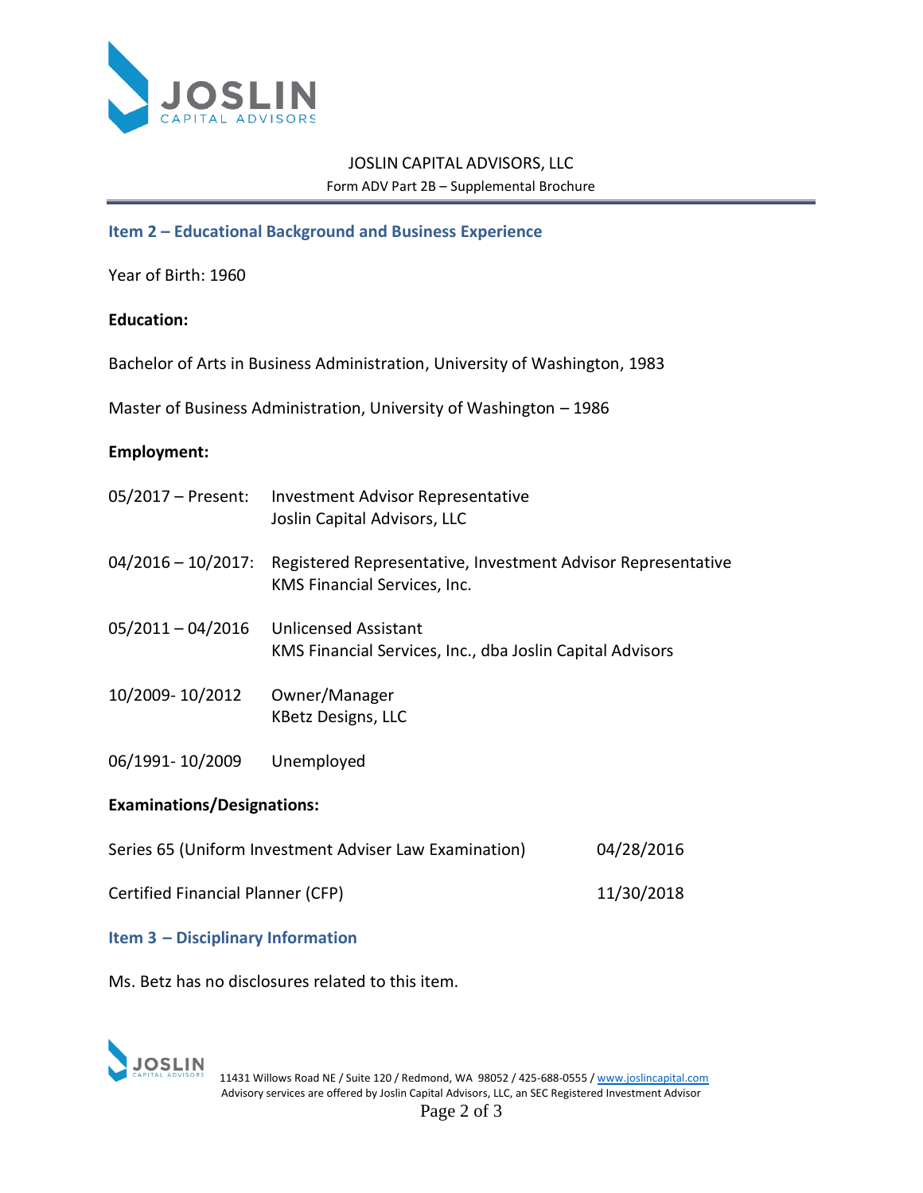## Item 2 – Educational Background and Business Experience

Year of Birth: 1960

**Education:**

Bachelor of Arts in Business Administration, University of Washington, 1983

Master of Business Administration, University of Washington – 1986

**Employment:**

05/2017 – Present: Investment Advisor Representative
Joslin Capital Advisors, LLC

04/2016 – 10/2017: Registered Representative, Investment Advisor Representative
KMS Financial Services, Inc.

05/2011 – 04/2016 Unlicensed Assistant
KMS Financial Services, Inc., dba Joslin Capital Advisors

10/2009- 10/2012 Owner/Manager
KBetz Designs, LLC

06/1991- 10/2009 Unemployed

**Examinations/Designations:**

| | |
|---|---|
| Series 65 (Uniform Investment Adviser Law Examination) | 04/28/2016 |
| Certified Financial Planner (CFP) | 11/30/2018 |

## Item 3 – Disciplinary Information

Ms. Betz has no disclosures related to this item.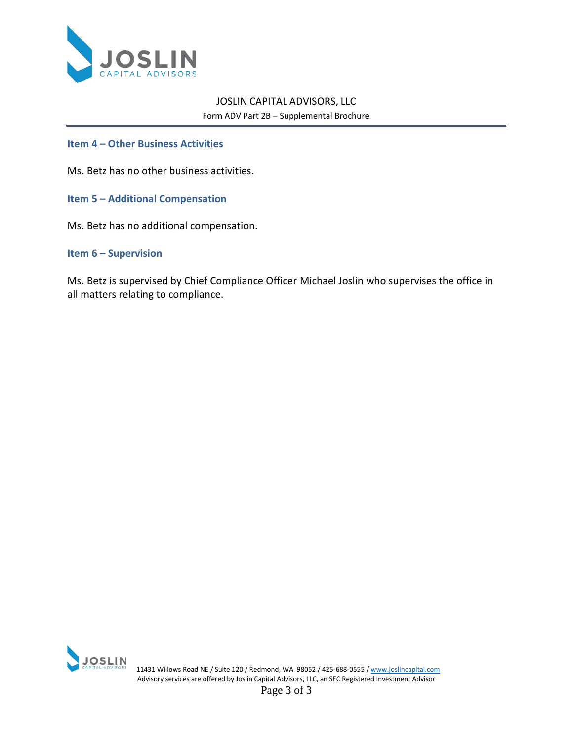## Item 4 – Other Business Activities

Ms. Betz has no other business activities.

## Item 5 – Additional Compensation

Ms. Betz has no additional compensation.

## Item 6 – Supervision

Ms. Betz is supervised by Chief Compliance Officer Michael Joslin who supervises the office in all matters relating to compliance.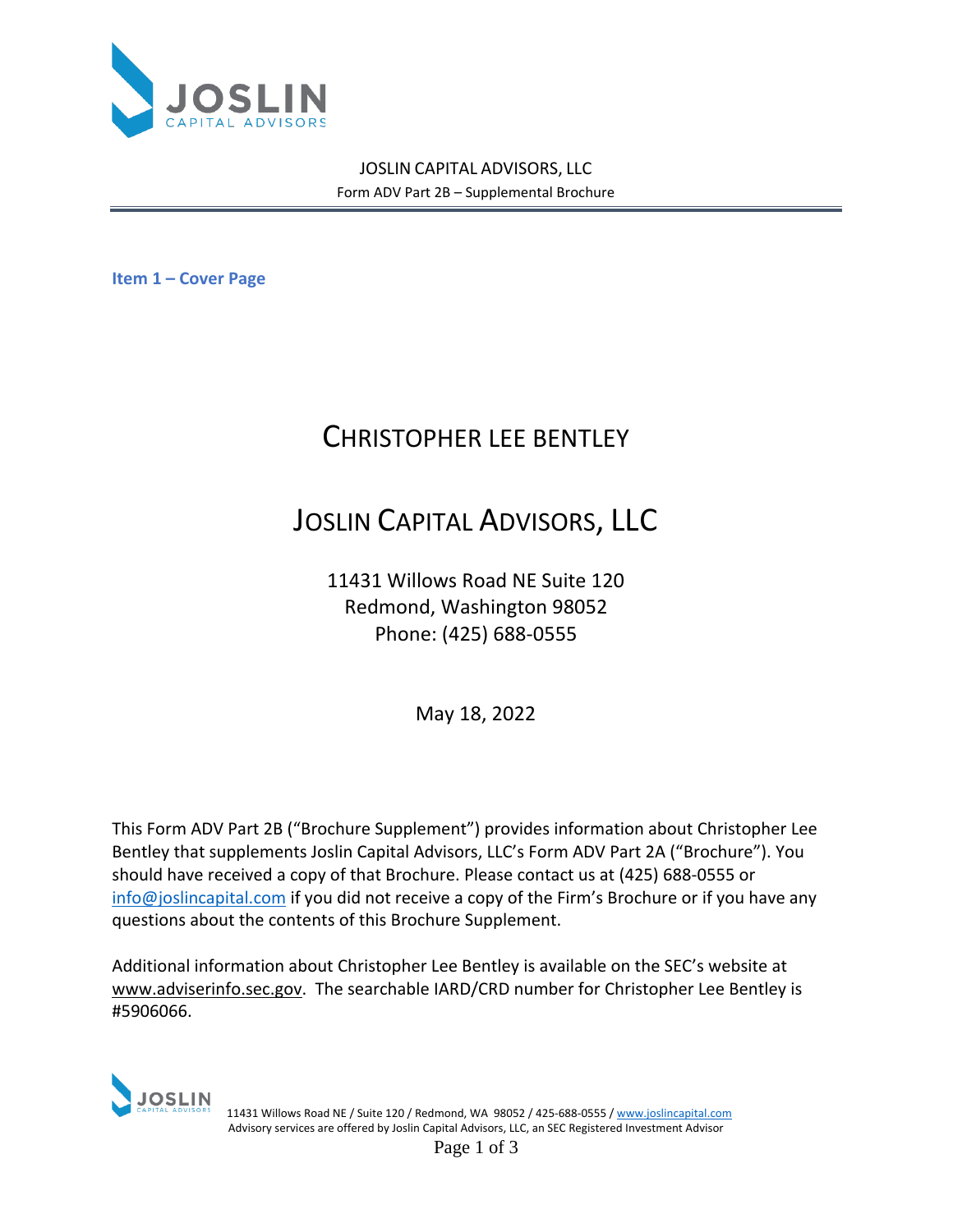JOSLIN CAPITAL ADVISORS, LLC

Form ADV Part 2B – Supplemental Brochure

## Item 1 – Cover Page

# CHRISTOPHER LEE BENTLEY

# JOSLIN CAPITAL ADVISORS, LLC

11431 Willows Road NE Suite 120
Redmond, Washington 98052
Phone: (425) 688-0555

May 18, 2022

This Form ADV Part 2B ("Brochure Supplement") provides information about Christopher Lee Bentley that supplements Joslin Capital Advisors, LLC's Form ADV Part 2A ("Brochure"). You should have received a copy of that Brochure. Please contact us at (425) 688-0555 or info@joslincapital.com if you did not receive a copy of the Firm's Brochure or if you have any questions about the contents of this Brochure Supplement.

Additional information about Christopher Lee Bentley is available on the SEC's website at www.adviserinfo.sec.gov. The searchable IARD/CRD number for Christopher Lee Bentley is #5906066.

11431 Willows Road NE / Suite 120 / Redmond, WA 98052 / 425-688-0555 / www.joslincapital.com
Advisory services are offered by Joslin Capital Advisors, LLC, an SEC Registered Investment Advisor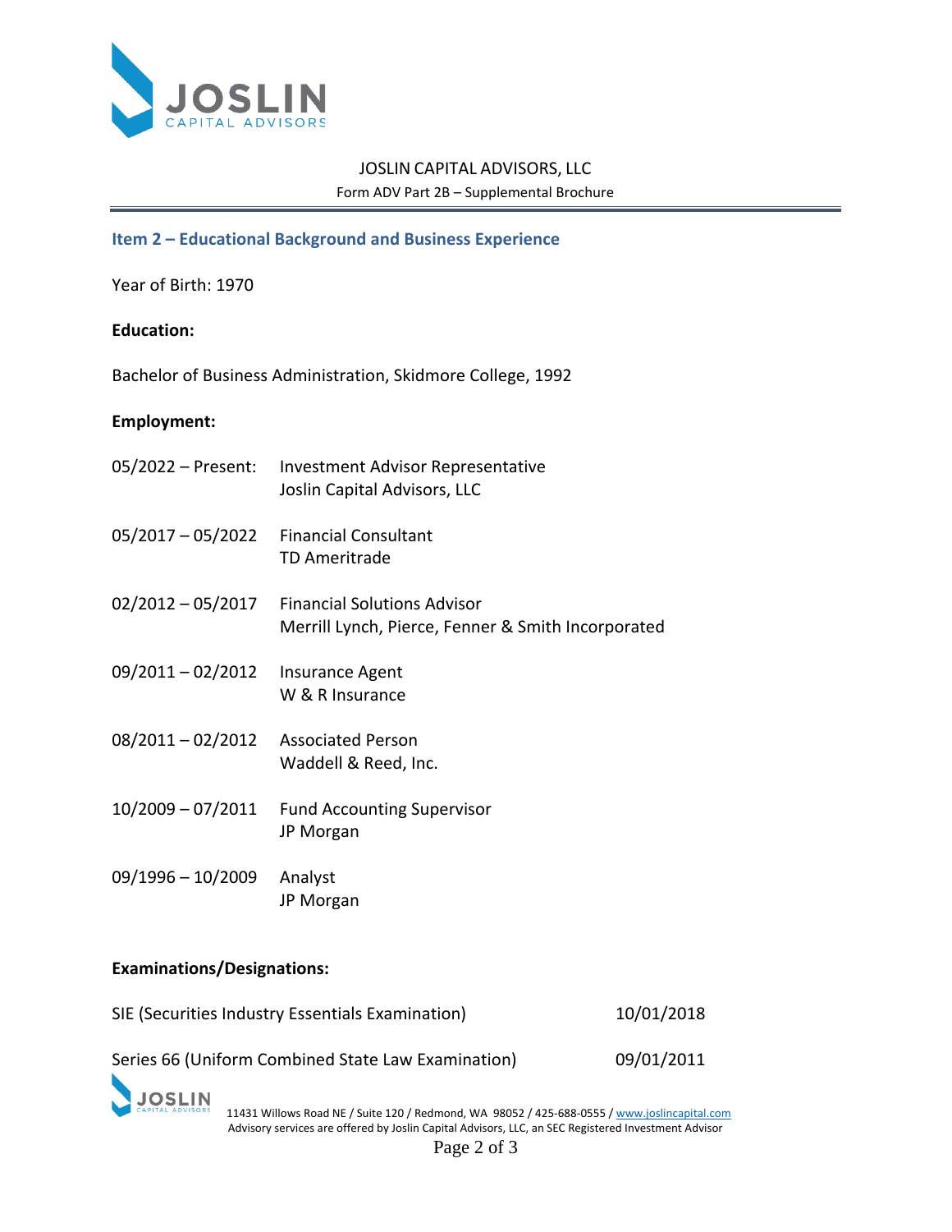JOSLIN CAPITAL ADVISORS, LLC

Form ADV Part 2B – Supplemental Brochure

## Item 2 – Educational Background and Business Experience

Year of Birth: 1970

**Education:**

Bachelor of Business Administration, Skidmore College, 1992

**Employment:**

| | |
|---|---|
| 05/2022 – Present: | Investment Advisor Representative<br>Joslin Capital Advisors, LLC |
| 05/2017 – 05/2022 | Financial Consultant<br>TD Ameritrade |
| 02/2012 – 05/2017 | Financial Solutions Advisor<br>Merrill Lynch, Pierce, Fenner & Smith Incorporated |
| 09/2011 – 02/2012 | Insurance Agent<br>W & R Insurance |
| 08/2011 – 02/2012 | Associated Person<br>Waddell & Reed, Inc. |
| 10/2009 – 07/2011 | Fund Accounting Supervisor<br>JP Morgan |
| 09/1996 – 10/2009 | Analyst<br>JP Morgan |

**Examinations/Designations:**

| | |
|---|---|
| SIE (Securities Industry Essentials Examination) | 10/01/2018 |
| Series 66 (Uniform Combined State Law Examination) | 09/01/2011 |

11431 Willows Road NE / Suite 120 / Redmond, WA 98052 / 425-688-0555 / www.joslincapital.com
Advisory services are offered by Joslin Capital Advisors, LLC, an SEC Registered Investment Advisor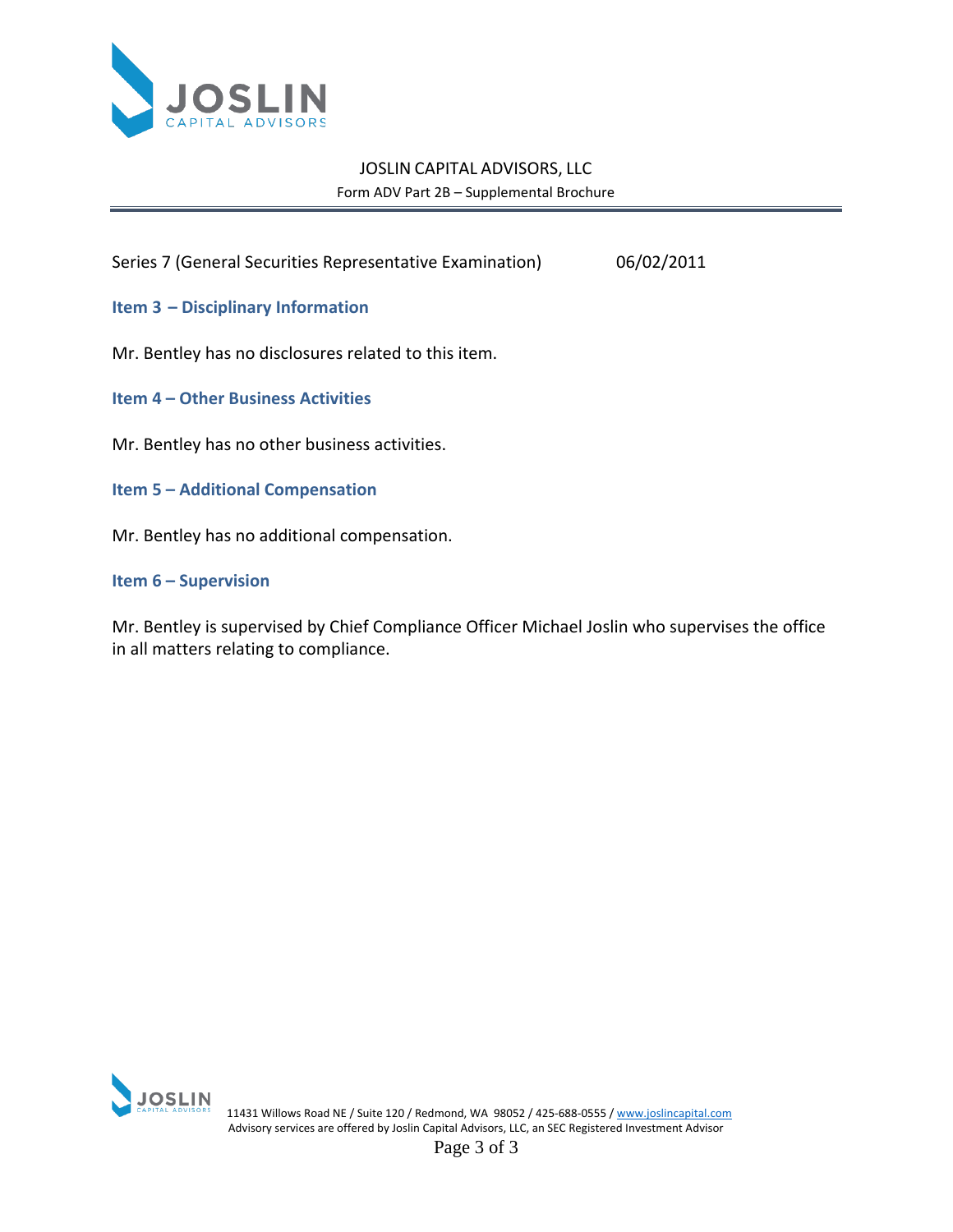| | |
|---|---|
| Series 7 (General Securities Representative Examination) | 06/02/2011 |

## Item 3 – Disciplinary Information

Mr. Bentley has no disclosures related to this item.

## Item 4 – Other Business Activities

Mr. Bentley has no other business activities.

## Item 5 – Additional Compensation

Mr. Bentley has no additional compensation.

## Item 6 – Supervision

Mr. Bentley is supervised by Chief Compliance Officer Michael Joslin who supervises the office in all matters relating to compliance.